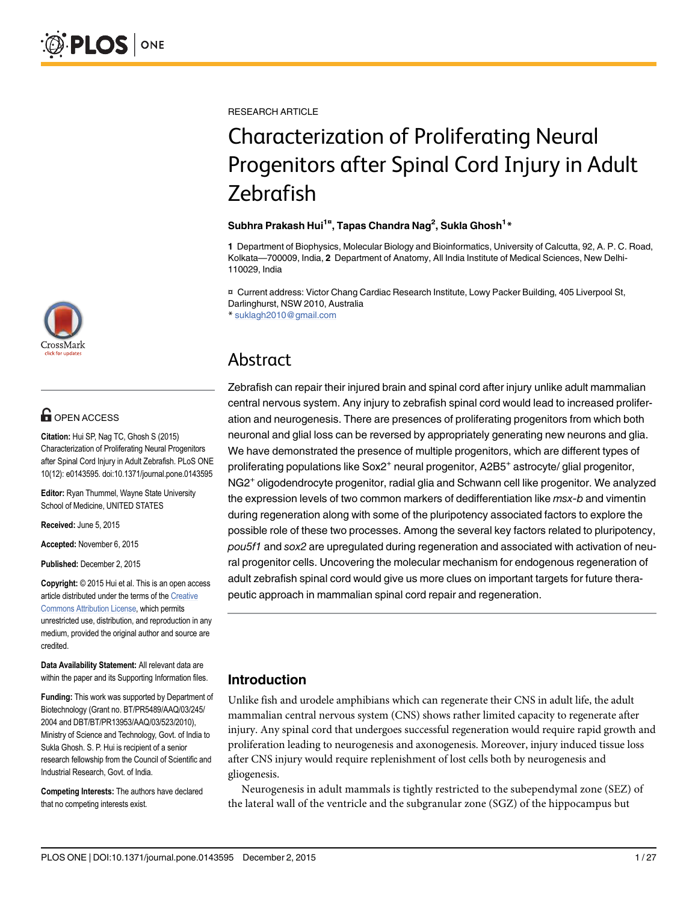RESEARCH ARTICLE

# Characterization of Proliferating Neural Progenitors after Spinal Cord Injury in Adult Zebrafish

**Subhra Prakash Hui[1¤], Tapas Chandra Nag[2], Sukla Ghosh[1]***

**1** Department of Biophysics, Molecular Biology and Bioinformatics, University of Calcutta, 92, A. P. C. Road, Kolkata—700009, India, **2** Department of Anatomy, All India Institute of Medical Sciences, New Delhi-110029, India

¤ Current address: Victor Chang Cardiac Research Institute, Lowy Packer Building, 405 Liverpool St, Darlinghurst, NSW 2010, Australia
* suklagh2010@gmail.com

OPEN ACCESS

**Citation:** Hui SP, Nag TC, Ghosh S (2015) Characterization of Proliferating Neural Progenitors after Spinal Cord Injury in Adult Zebrafish. PLoS ONE 10(12): e0143595. doi:10.1371/journal.pone.0143595

**Editor:** Ryan Thummel, Wayne State University School of Medicine, UNITED STATES

**Received:** June 5, 2015

**Accepted:** November 6, 2015

**Published:** December 2, 2015

**Copyright:** © 2015 Hui et al. This is an open access article distributed under the terms of the Creative Commons Attribution License, which permits unrestricted use, distribution, and reproduction in any medium, provided the original author and source are credited.

**Data Availability Statement:** All relevant data are within the paper and its Supporting Information files.

**Funding:** This work was supported by Department of Biotechnology (Grant no. BT/PR5489/AAQ/03/245/2004 and DBT/BT/PR13953/AAQ/03/523/2010), Ministry of Science and Technology, Govt. of India to Sukla Ghosh. S. P. Hui is recipient of a senior research fellowship from the Council of Scientific and Industrial Research, Govt. of India.

**Competing Interests:** The authors have declared that no competing interests exist.

## Abstract

Zebrafish can repair their injured brain and spinal cord after injury unlike adult mammalian central nervous system. Any injury to zebrafish spinal cord would lead to increased proliferation and neurogenesis. There are presences of proliferating progenitors from which both neuronal and glial loss can be reversed by appropriately generating new neurons and glia. We have demonstrated the presence of multiple progenitors, which are different types of proliferating populations like Sox2[+] neural progenitor, A2B5[+] astrocyte/ glial progenitor, NG2[+] oligodendrocyte progenitor, radial glia and Schwann cell like progenitor. We analyzed the expression levels of two common markers of dedifferentiation like *msx-b* and vimentin during regeneration along with some of the pluripotency associated factors to explore the possible role of these two processes. Among the several key factors related to pluripotency, *pou5f1* and *sox2* are upregulated during regeneration and associated with activation of neural progenitor cells. Uncovering the molecular mechanism for endogenous regeneration of adult zebrafish spinal cord would give us more clues on important targets for future therapeutic approach in mammalian spinal cord repair and regeneration.

## Introduction

Unlike fish and urodele amphibians which can regenerate their CNS in adult life, the adult mammalian central nervous system (CNS) shows rather limited capacity to regenerate after injury. Any spinal cord that undergoes successful regeneration would require rapid growth and proliferation leading to neurogenesis and axonogenesis. Moreover, injury induced tissue loss after CNS injury would require replenishment of lost cells both by neurogenesis and gliogenesis.

Neurogenesis in adult mammals is tightly restricted to the subependymal zone (SEZ) of the lateral wall of the ventricle and the subgranular zone (SGZ) of the hippocampus but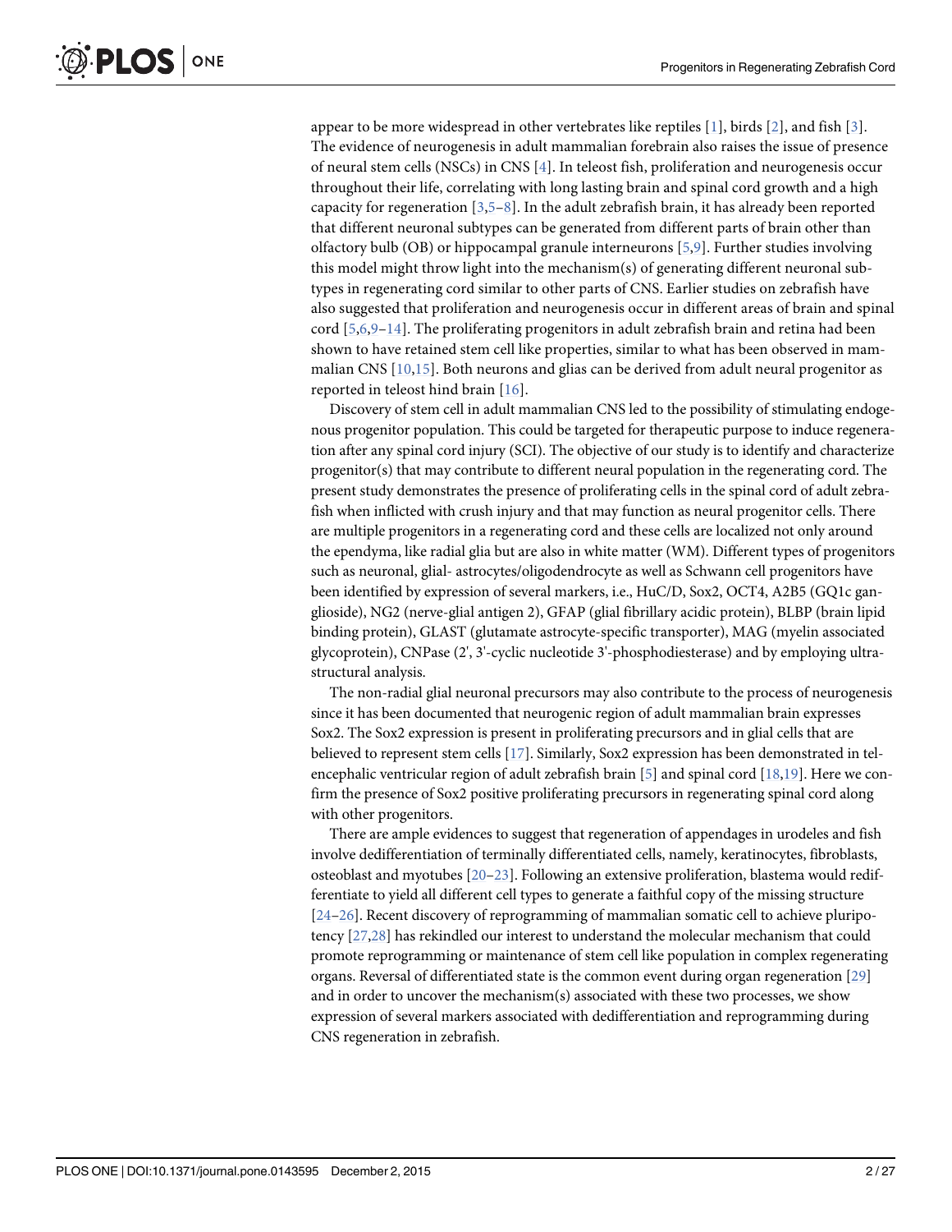appear to be more widespread in other vertebrates like reptiles [1], birds [2], and fish [3]. The evidence of neurogenesis in adult mammalian forebrain also raises the issue of presence of neural stem cells (NSCs) in CNS [4]. In teleost fish, proliferation and neurogenesis occur throughout their life, correlating with long lasting brain and spinal cord growth and a high capacity for regeneration [3,5–8]. In the adult zebrafish brain, it has already been reported that different neuronal subtypes can be generated from different parts of brain other than olfactory bulb (OB) or hippocampal granule interneurons [5,9]. Further studies involving this model might throw light into the mechanism(s) of generating different neuronal subtypes in regenerating cord similar to other parts of CNS. Earlier studies on zebrafish have also suggested that proliferation and neurogenesis occur in different areas of brain and spinal cord [5,6,9–14]. The proliferating progenitors in adult zebrafish brain and retina had been shown to have retained stem cell like properties, similar to what has been observed in mammalian CNS [10,15]. Both neurons and glias can be derived from adult neural progenitor as reported in teleost hind brain [16].

Discovery of stem cell in adult mammalian CNS led to the possibility of stimulating endogenous progenitor population. This could be targeted for therapeutic purpose to induce regeneration after any spinal cord injury (SCI). The objective of our study is to identify and characterize progenitor(s) that may contribute to different neural population in the regenerating cord. The present study demonstrates the presence of proliferating cells in the spinal cord of adult zebrafish when inflicted with crush injury and that may function as neural progenitor cells. There are multiple progenitors in a regenerating cord and these cells are localized not only around the ependyma, like radial glia but are also in white matter (WM). Different types of progenitors such as neuronal, glial- astrocytes/oligodendrocyte as well as Schwann cell progenitors have been identified by expression of several markers, i.e., HuC/D, Sox2, OCT4, A2B5 (GQ1c ganglioside), NG2 (nerve-glial antigen 2), GFAP (glial fibrillary acidic protein), BLBP (brain lipid binding protein), GLAST (glutamate astrocyte-specific transporter), MAG (myelin associated glycoprotein), CNPase (2', 3'-cyclic nucleotide 3'-phosphodiesterase) and by employing ultrastructural analysis.

The non-radial glial neuronal precursors may also contribute to the process of neurogenesis since it has been documented that neurogenic region of adult mammalian brain expresses Sox2. The Sox2 expression is present in proliferating precursors and in glial cells that are believed to represent stem cells [17]. Similarly, Sox2 expression has been demonstrated in telencephalic ventricular region of adult zebrafish brain [5] and spinal cord [18,19]. Here we confirm the presence of Sox2 positive proliferating precursors in regenerating spinal cord along with other progenitors.

There are ample evidences to suggest that regeneration of appendages in urodeles and fish involve dedifferentiation of terminally differentiated cells, namely, keratinocytes, fibroblasts, osteoblast and myotubes [20–23]. Following an extensive proliferation, blastema would redifferentiate to yield all different cell types to generate a faithful copy of the missing structure [24–26]. Recent discovery of reprogramming of mammalian somatic cell to achieve pluripotency [27,28] has rekindled our interest to understand the molecular mechanism that could promote reprogramming or maintenance of stem cell like population in complex regenerating organs. Reversal of differentiated state is the common event during organ regeneration [29] and in order to uncover the mechanism(s) associated with these two processes, we show expression of several markers associated with dedifferentiation and reprogramming during CNS regeneration in zebrafish.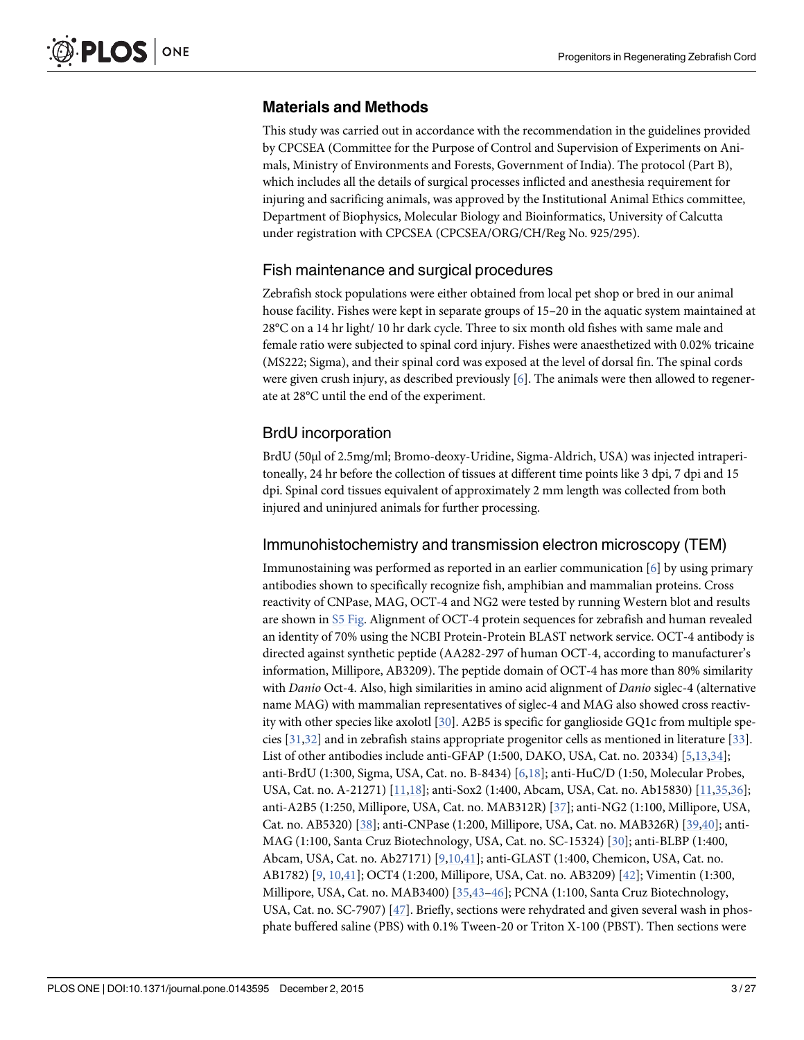## Materials and Methods

This study was carried out in accordance with the recommendation in the guidelines provided by CPCSEA (Committee for the Purpose of Control and Supervision of Experiments on Animals, Ministry of Environments and Forests, Government of India). The protocol (Part B), which includes all the details of surgical processes inflicted and anesthesia requirement for injuring and sacrificing animals, was approved by the Institutional Animal Ethics committee, Department of Biophysics, Molecular Biology and Bioinformatics, University of Calcutta under registration with CPCSEA (CPCSEA/ORG/CH/Reg No. 925/295).

### Fish maintenance and surgical procedures

Zebrafish stock populations were either obtained from local pet shop or bred in our animal house facility. Fishes were kept in separate groups of 15–20 in the aquatic system maintained at 28°C on a 14 hr light/ 10 hr dark cycle. Three to six month old fishes with same male and female ratio were subjected to spinal cord injury. Fishes were anaesthetized with 0.02% tricaine (MS222; Sigma), and their spinal cord was exposed at the level of dorsal fin. The spinal cords were given crush injury, as described previously [6]. The animals were then allowed to regenerate at 28°C until the end of the experiment.

### BrdU incorporation

BrdU (50μl of 2.5mg/ml; Bromo-deoxy-Uridine, Sigma-Aldrich, USA) was injected intraperitoneally, 24 hr before the collection of tissues at different time points like 3 dpi, 7 dpi and 15 dpi. Spinal cord tissues equivalent of approximately 2 mm length was collected from both injured and uninjured animals for further processing.

### Immunohistochemistry and transmission electron microscopy (TEM)

Immunostaining was performed as reported in an earlier communication [6] by using primary antibodies shown to specifically recognize fish, amphibian and mammalian proteins. Cross reactivity of CNPase, MAG, OCT-4 and NG2 were tested by running Western blot and results are shown in S5 Fig. Alignment of OCT-4 protein sequences for zebrafish and human revealed an identity of 70% using the NCBI Protein-Protein BLAST network service. OCT-4 antibody is directed against synthetic peptide (AA282-297 of human OCT-4, according to manufacturer's information, Millipore, AB3209). The peptide domain of OCT-4 has more than 80% similarity with *Danio* Oct-4. Also, high similarities in amino acid alignment of *Danio* siglec-4 (alternative name MAG) with mammalian representatives of siglec-4 and MAG also showed cross reactivity with other species like axolotl [30]. A2B5 is specific for ganglioside GQ1c from multiple species [31,32] and in zebrafish stains appropriate progenitor cells as mentioned in literature [33]. List of other antibodies include anti-GFAP (1:500, DAKO, USA, Cat. no. 20334) [5,13,34]; anti-BrdU (1:300, Sigma, USA, Cat. no. B-8434) [6,18]; anti-HuC/D (1:50, Molecular Probes, USA, Cat. no. A-21271) [11,18]; anti-Sox2 (1:400, Abcam, USA, Cat. no. Ab15830) [11,35,36]; anti-A2B5 (1:250, Millipore, USA, Cat. no. MAB312R) [37]; anti-NG2 (1:100, Millipore, USA, Cat. no. AB5320) [38]; anti-CNPase (1:200, Millipore, USA, Cat. no. MAB326R) [39,40]; anti-MAG (1:100, Santa Cruz Biotechnology, USA, Cat. no. SC-15324) [30]; anti-BLBP (1:400, Abcam, USA, Cat. no. Ab27171) [9,10,41]; anti-GLAST (1:400, Chemicon, USA, Cat. no. AB1782) [9, 10,41]; OCT4 (1:200, Millipore, USA, Cat. no. AB3209) [42]; Vimentin (1:300, Millipore, USA, Cat. no. MAB3400) [35,43–46]; PCNA (1:100, Santa Cruz Biotechnology, USA, Cat. no. SC-7907) [47]. Briefly, sections were rehydrated and given several wash in phosphate buffered saline (PBS) with 0.1% Tween-20 or Triton X-100 (PBST). Then sections were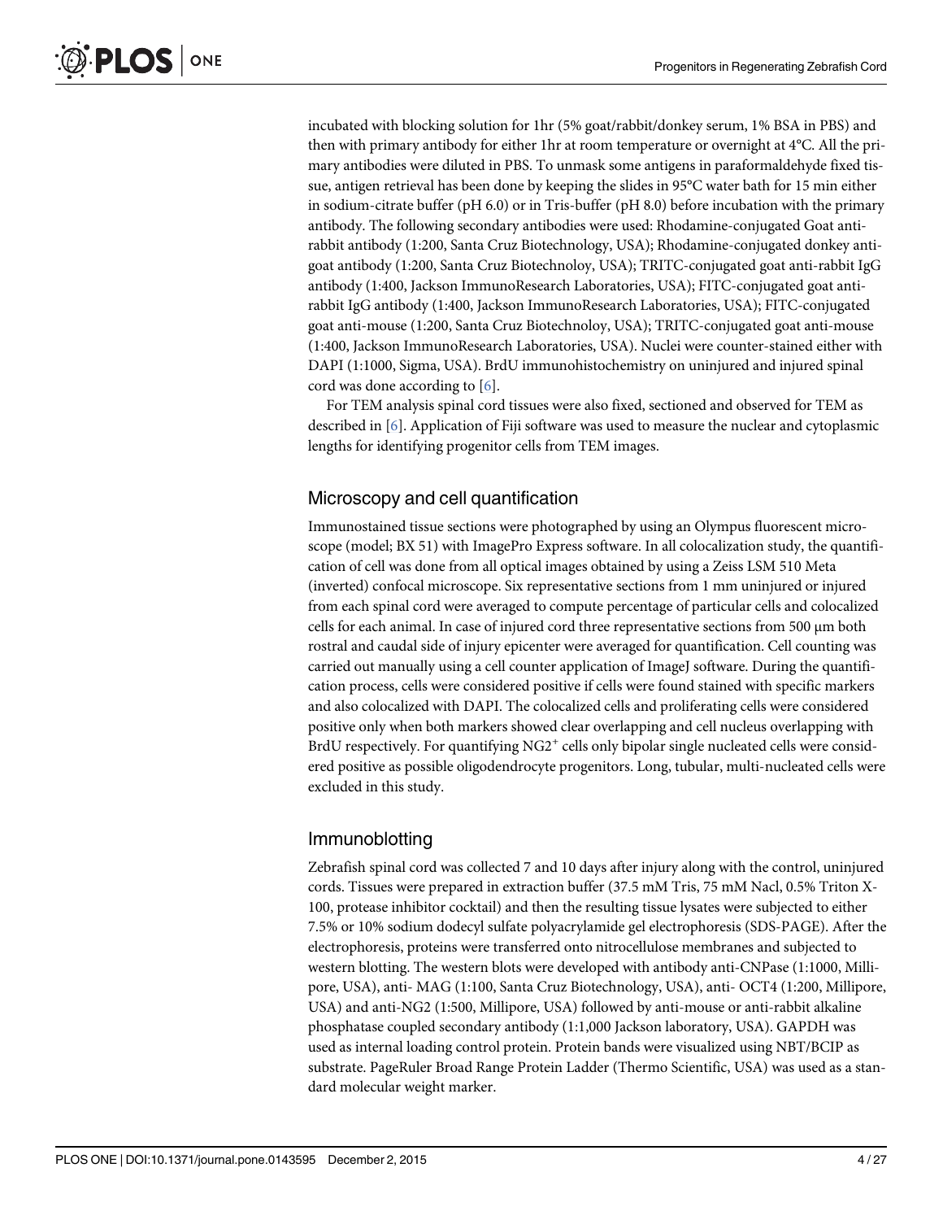incubated with blocking solution for 1hr (5% goat/rabbit/donkey serum, 1% BSA in PBS) and then with primary antibody for either 1hr at room temperature or overnight at 4°C. All the primary antibodies were diluted in PBS. To unmask some antigens in paraformaldehyde fixed tissue, antigen retrieval has been done by keeping the slides in 95°C water bath for 15 min either in sodium-citrate buffer (pH 6.0) or in Tris-buffer (pH 8.0) before incubation with the primary antibody. The following secondary antibodies were used: Rhodamine-conjugated Goat anti-rabbit antibody (1:200, Santa Cruz Biotechnology, USA); Rhodamine-conjugated donkey anti-goat antibody (1:200, Santa Cruz Biotechnoloy, USA); TRITC-conjugated goat anti-rabbit IgG antibody (1:400, Jackson ImmunoResearch Laboratories, USA); FITC-conjugated goat anti-rabbit IgG antibody (1:400, Jackson ImmunoResearch Laboratories, USA); FITC-conjugated goat anti-mouse (1:200, Santa Cruz Biotechnoloy, USA); TRITC-conjugated goat anti-mouse (1:400, Jackson ImmunoResearch Laboratories, USA). Nuclei were counter-stained either with DAPI (1:1000, Sigma, USA). BrdU immunohistochemistry on uninjured and injured spinal cord was done according to [6].

For TEM analysis spinal cord tissues were also fixed, sectioned and observed for TEM as described in [6]. Application of Fiji software was used to measure the nuclear and cytoplasmic lengths for identifying progenitor cells from TEM images.

## Microscopy and cell quantification

Immunostained tissue sections were photographed by using an Olympus fluorescent microscope (model; BX 51) with ImagePro Express software. In all colocalization study, the quantification of cell was done from all optical images obtained by using a Zeiss LSM 510 Meta (inverted) confocal microscope. Six representative sections from 1 mm uninjured or injured from each spinal cord were averaged to compute percentage of particular cells and colocalized cells for each animal. In case of injured cord three representative sections from 500 μm both rostral and caudal side of injury epicenter were averaged for quantification. Cell counting was carried out manually using a cell counter application of ImageJ software. During the quantification process, cells were considered positive if cells were found stained with specific markers and also colocalized with DAPI. The colocalized cells and proliferating cells were considered positive only when both markers showed clear overlapping and cell nucleus overlapping with BrdU respectively. For quantifying $NG2^+$ cells only bipolar single nucleated cells were considered positive as possible oligodendrocyte progenitors. Long, tubular, multi-nucleated cells were excluded in this study.

## Immunoblotting

Zebrafish spinal cord was collected 7 and 10 days after injury along with the control, uninjured cords. Tissues were prepared in extraction buffer (37.5 mM Tris, 75 mM Nacl, 0.5% Triton X-100, protease inhibitor cocktail) and then the resulting tissue lysates were subjected to either 7.5% or 10% sodium dodecyl sulfate polyacrylamide gel electrophoresis (SDS-PAGE). After the electrophoresis, proteins were transferred onto nitrocellulose membranes and subjected to western blotting. The western blots were developed with antibody anti-CNPase (1:1000, Millipore, USA), anti- MAG (1:100, Santa Cruz Biotechnology, USA), anti- OCT4 (1:200, Millipore, USA) and anti-NG2 (1:500, Millipore, USA) followed by anti-mouse or anti-rabbit alkaline phosphatase coupled secondary antibody (1:1,000 Jackson laboratory, USA). GAPDH was used as internal loading control protein. Protein bands were visualized using NBT/BCIP as substrate. PageRuler Broad Range Protein Ladder (Thermo Scientific, USA) was used as a standard molecular weight marker.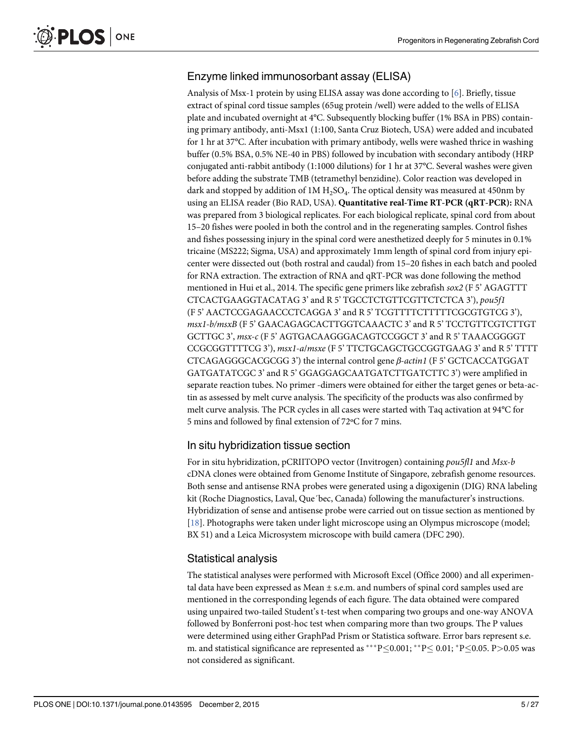## Enzyme linked immunosorbant assay (ELISA)

Analysis of Msx-1 protein by using ELISA assay was done according to [6]. Briefly, tissue extract of spinal cord tissue samples (65ug protein /well) were added to the wells of ELISA plate and incubated overnight at 4°C. Subsequently blocking buffer (1% BSA in PBS) containing primary antibody, anti-Msx1 (1:100, Santa Cruz Biotech, USA) were added and incubated for 1 hr at 37°C. After incubation with primary antibody, wells were washed thrice in washing buffer (0.5% BSA, 0.5% NE-40 in PBS) followed by incubation with secondary antibody (HRP conjugated anti-rabbit antibody (1:1000 dilutions) for 1 hr at 37°C. Several washes were given before adding the substrate TMB (tetramethyl benzidine). Color reaction was developed in dark and stopped by addition of 1M $H_2SO_4$. The optical density was measured at 450nm by using an ELISA reader (Bio RAD, USA). **Quantitative real-Time RT-PCR (qRT-PCR):** RNA was prepared from 3 biological replicates. For each biological replicate, spinal cord from about 15–20 fishes were pooled in both the control and in the regenerating samples. Control fishes and fishes possessing injury in the spinal cord were anesthetized deeply for 5 minutes in 0.1% tricaine (MS222; Sigma, USA) and approximately 1mm length of spinal cord from injury epicenter were dissected out (both rostral and caudal) from 15–20 fishes in each batch and pooled for RNA extraction. The extraction of RNA and qRT-PCR was done following the method mentioned in Hui et al., 2014. The specific gene primers like zebrafish *sox2* (F 5' AGAGTTT CTCACTGAAGGTACATAG 3' and R 5' TGCCTCTGTTCGTTCTCTCA 3'), *pou5f1* (F 5' AACTCCGAGAACCCTCAGGA 3' and R 5' TCGTTTTCTTTTTCGCGTGTCG 3'), *msx1-b/msxB* (F 5' GAACAGAGCACTTGGTCAAACTC 3' and R 5' TCCTGTTCGTCTTGT GCTTGC 3', *msx-c* (F 5' AGTGACAAGGGACAGTCCGGCT 3' and R 5' TAAACGGGGT CCGCGGTTTTCG 3'), *msx1-a/msxe* (F 5' TTCTGCAGCTGCCGGTGAAG 3' and R 5' TTTT CTCAGAGGGCACGCGG 3') the internal control gene *β-actin1* (F 5' GCTCACCATGGAT GATGATATCGC 3' and R 5' GGAGGAGCAATGATCTTGATCTTC 3') were amplified in separate reaction tubes. No primer -dimers were obtained for either the target genes or beta-actin as assessed by melt curve analysis. The specificity of the products was also confirmed by melt curve analysis. The PCR cycles in all cases were started with Taq activation at 94°C for 5 mins and followed by final extension of 72ºC for 7 mins.

## In situ hybridization tissue section

For in situ hybridization, pCRIITOPO vector (Invitrogen) containing *pou5fl1* and *Msx-b* cDNA clones were obtained from Genome Institute of Singapore, zebrafish genome resources. Both sense and antisense RNA probes were generated using a digoxigenin (DIG) RNA labeling kit (Roche Diagnostics, Laval, Que´bec, Canada) following the manufacturer's instructions. Hybridization of sense and antisense probe were carried out on tissue section as mentioned by [18]. Photographs were taken under light microscope using an Olympus microscope (model; BX 51) and a Leica Microsystem microscope with build camera (DFC 290).

## Statistical analysis

The statistical analyses were performed with Microsoft Excel (Office 2000) and all experimental data have been expressed as Mean ± s.e.m. and numbers of spinal cord samples used are mentioned in the corresponding legends of each figure. The data obtained were compared using unpaired two-tailed Student's t-test when comparing two groups and one-way ANOVA followed by Bonferroni post-hoc test when comparing more than two groups. The P values were determined using either GraphPad Prism or Statistica software. Error bars represent s.e.m. and statistical significance are represented as $^{***}P \leq 0.001$; $^{**}P \leq 0.01$; $^{*}P \leq 0.05$. $P > 0.05$ was not considered as significant.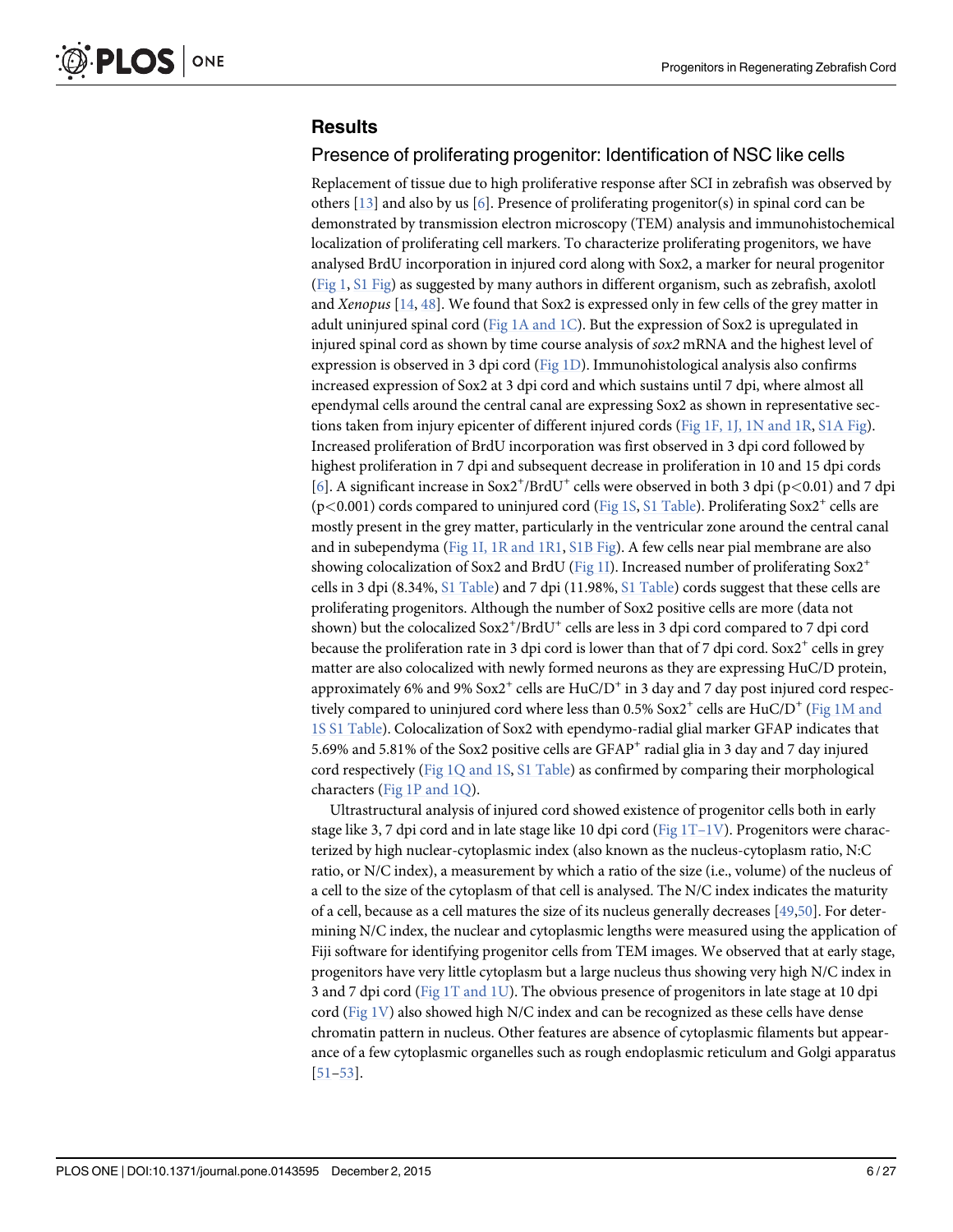## Results

### Presence of proliferating progenitor: Identification of NSC like cells

Replacement of tissue due to high proliferative response after SCI in zebrafish was observed by others [13] and also by us [6]. Presence of proliferating progenitor(s) in spinal cord can be demonstrated by transmission electron microscopy (TEM) analysis and immunohistochemical localization of proliferating cell markers. To characterize proliferating progenitors, we have analysed BrdU incorporation in injured cord along with Sox2, a marker for neural progenitor (Fig 1, S1 Fig) as suggested by many authors in different organism, such as zebrafish, axolotl and *Xenopus* [14, 48]. We found that Sox2 is expressed only in few cells of the grey matter in adult uninjured spinal cord (Fig 1A and 1C). But the expression of Sox2 is upregulated in injured spinal cord as shown by time course analysis of *sox2* mRNA and the highest level of expression is observed in 3 dpi cord (Fig 1D). Immunohistological analysis also confirms increased expression of Sox2 at 3 dpi cord and which sustains until 7 dpi, where almost all ependymal cells around the central canal are expressing Sox2 as shown in representative sections taken from injury epicenter of different injured cords (Fig 1F, 1J, 1N and 1R, S1A Fig). Increased proliferation of BrdU incorporation was first observed in 3 dpi cord followed by highest proliferation in 7 dpi and subsequent decrease in proliferation in 10 and 15 dpi cords [6]. A significant increase in $Sox2^+/BrdU^+$ cells were observed in both 3 dpi ($p<0.01$) and 7 dpi ($p<0.001$) cords compared to uninjured cord (Fig 1S, S1 Table). Proliferating $Sox2^+$ cells are mostly present in the grey matter, particularly in the ventricular zone around the central canal and in subependyma (Fig 1I, 1R and 1R1, S1B Fig). A few cells near pial membrane are also showing colocalization of Sox2 and BrdU (Fig 1I). Increased number of proliferating $Sox2^+$ cells in 3 dpi (8.34%, S1 Table) and 7 dpi (11.98%, S1 Table) cords suggest that these cells are proliferating progenitors. Although the number of Sox2 positive cells are more (data not shown) but the colocalized $Sox2^+/BrdU^+$ cells are less in 3 dpi cord compared to 7 dpi cord because the proliferation rate in 3 dpi cord is lower than that of 7 dpi cord. $Sox2^+$ cells in grey matter are also colocalized with newly formed neurons as they are expressing HuC/D protein, approximately 6% and 9% $Sox2^+$ cells are $HuC/D^+$ in 3 day and 7 day post injured cord respectively compared to uninjured cord where less than 0.5% $Sox2^+$ cells are $HuC/D^+$ (Fig 1M and 1S S1 Table). Colocalization of Sox2 with ependymo-radial glial marker GFAP indicates that 5.69% and 5.81% of the Sox2 positive cells are $GFAP^+$ radial glia in 3 day and 7 day injured cord respectively (Fig 1Q and 1S, S1 Table) as confirmed by comparing their morphological characters (Fig 1P and 1Q).

Ultrastructural analysis of injured cord showed existence of progenitor cells both in early stage like 3, 7 dpi cord and in late stage like 10 dpi cord (Fig 1T–1V). Progenitors were characterized by high nuclear-cytoplasmic index (also known as the nucleus-cytoplasm ratio, N:C ratio, or N/C index), a measurement by which a ratio of the size (i.e., volume) of the nucleus of a cell to the size of the cytoplasm of that cell is analysed. The N/C index indicates the maturity of a cell, because as a cell matures the size of its nucleus generally decreases [49,50]. For determining N/C index, the nuclear and cytoplasmic lengths were measured using the application of Fiji software for identifying progenitor cells from TEM images. We observed that at early stage, progenitors have very little cytoplasm but a large nucleus thus showing very high N/C index in 3 and 7 dpi cord (Fig 1T and 1U). The obvious presence of progenitors in late stage at 10 dpi cord (Fig 1V) also showed high N/C index and can be recognized as these cells have dense chromatin pattern in nucleus. Other features are absence of cytoplasmic filaments but appearance of a few cytoplasmic organelles such as rough endoplasmic reticulum and Golgi apparatus [51–53].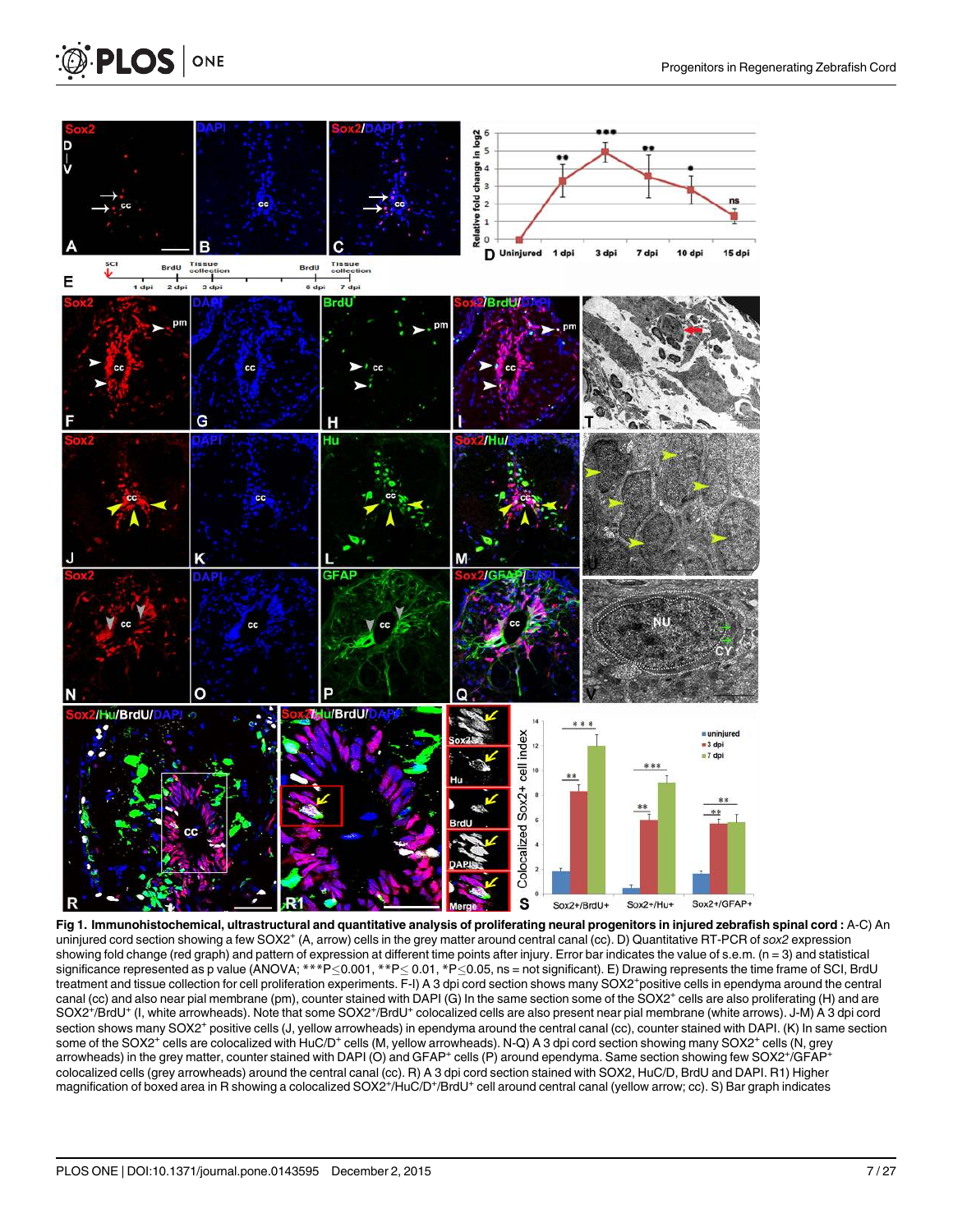**Fig 1. Immunohistochemical, ultrastructural and quantitative analysis of proliferating neural progenitors in injured zebrafish spinal cord :** A-C) An uninjured cord section showing a few SOX2[+] (A, arrow) cells in the grey matter around central canal (cc). D) Quantitative RT-PCR of *sox2* expression showing fold change (red graph) and pattern of expression at different time points after injury. Error bar indicates the value of s.e.m. (n = 3) and statistical significance represented as p value (ANOVA; \*\*\*P≤0.001, \*\*P≤ 0.01, \*P≤0.05, ns = not significant). E) Drawing represents the time frame of SCI, BrdU treatment and tissue collection for cell proliferation experiments. F-I) A 3 dpi cord section shows many SOX2[+]positive cells in ependyma around the central canal (cc) and also near pial membrane (pm), counter stained with DAPI (G) In the same section some of the SOX2[+] cells are also proliferating (H) and are SOX2[+]/BrdU[+] (I, white arrowheads). Note that some SOX2[+]/BrdU[+] colocalized cells are also present near pial membrane (white arrows). J-M) A 3 dpi cord section shows many SOX2[+] positive cells (J, yellow arrowheads) in ependyma around the central canal (cc), counter stained with DAPI. (K) In same section some of the SOX2[+] cells are colocalized with HuC/D[+] cells (M, yellow arrowheads). N-Q) A 3 dpi cord section showing many SOX2[+] cells (N, grey arrowheads) in the grey matter, counter stained with DAPI (O) and GFAP[+] cells (P) around ependyma. Same section showing few SOX2[+]/GFAP[+] colocalized cells (grey arrowheads) around the central canal (cc). R) A 3 dpi cord section stained with SOX2, HuC/D, BrdU and DAPI. R1) Higher magnification of boxed area in R showing a colocalized SOX2[+]/HuC/D[+]/BrdU[+] cell around central canal (yellow arrow; cc). S) Bar graph indicates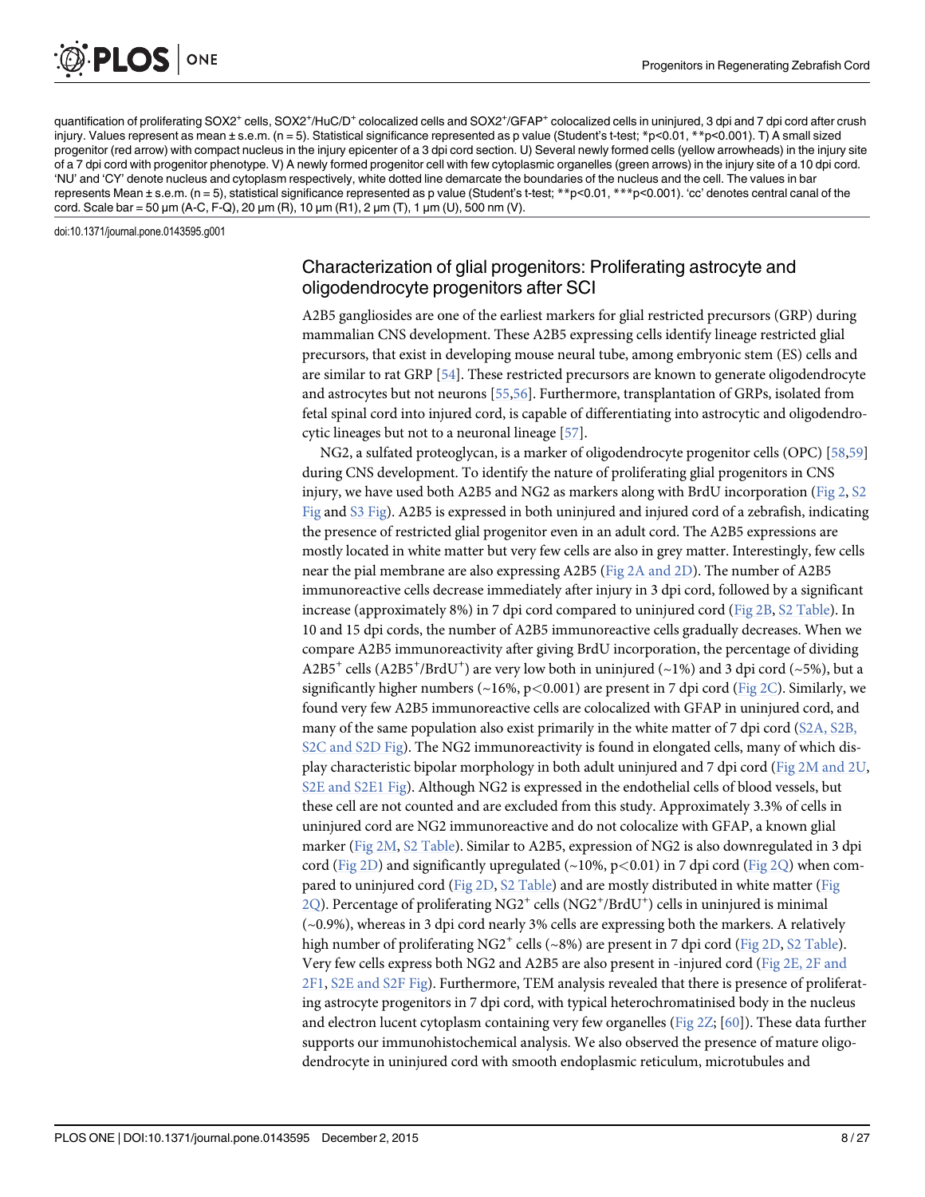quantification of proliferating SOX2$^+$ cells, SOX2$^+$/HuC/D$^+$ colocalized cells and SOX2$^+$/GFAP$^+$ colocalized cells in uninjured, 3 dpi and 7 dpi cord after crush injury. Values represent as mean ± s.e.m. (n = 5). Statistical significance represented as p value (Student's t-test; *p<0.01, **p<0.001). T) A small sized progenitor (red arrow) with compact nucleus in the injury epicenter of a 3 dpi cord section. U) Several newly formed cells (yellow arrowheads) in the injury site of a 7 dpi cord with progenitor phenotype. V) A newly formed progenitor cell with few cytoplasmic organelles (green arrows) in the injury site of a 10 dpi cord. 'NU' and 'CY' denote nucleus and cytoplasm respectively, white dotted line demarcate the boundaries of the nucleus and the cell. The values in bar represents Mean ± s.e.m. (n = 5), statistical significance represented as p value (Student's t-test; **p<0.01, ***p<0.001). 'cc' denotes central canal of the cord. Scale bar = 50 μm (A-C, F-Q), 20 μm (R), 10 μm (R1), 2 μm (T), 1 μm (U), 500 nm (V).

doi:10.1371/journal.pone.0143595.g001

## Characterization of glial progenitors: Proliferating astrocyte and oligodendrocyte progenitors after SCI

A2B5 gangliosides are one of the earliest markers for glial restricted precursors (GRP) during mammalian CNS development. These A2B5 expressing cells identify lineage restricted glial precursors, that exist in developing mouse neural tube, among embryonic stem (ES) cells and are similar to rat GRP [54]. These restricted precursors are known to generate oligodendrocyte and astrocytes but not neurons [55,56]. Furthermore, transplantation of GRPs, isolated from fetal spinal cord into injured cord, is capable of differentiating into astrocytic and oligodendrocytic lineages but not to a neuronal lineage [57].

NG2, a sulfated proteoglycan, is a marker of oligodendrocyte progenitor cells (OPC) [58,59] during CNS development. To identify the nature of proliferating glial progenitors in CNS injury, we have used both A2B5 and NG2 as markers along with BrdU incorporation (Fig 2, S2 Fig and S3 Fig). A2B5 is expressed in both uninjured and injured cord of a zebrafish, indicating the presence of restricted glial progenitor even in an adult cord. The A2B5 expressions are mostly located in white matter but very few cells are also in grey matter. Interestingly, few cells near the pial membrane are also expressing A2B5 (Fig 2A and 2D). The number of A2B5 immunoreactive cells decrease immediately after injury in 3 dpi cord, followed by a significant increase (approximately 8%) in 7 dpi cord compared to uninjured cord (Fig 2B, S2 Table). In 10 and 15 dpi cords, the number of A2B5 immunoreactive cells gradually decreases. When we compare A2B5 immunoreactivity after giving BrdU incorporation, the percentage of dividing A2B5$^+$ cells (A2B5$^+$/BrdU$^+$) are very low both in uninjured (~1%) and 3 dpi cord (~5%), but a significantly higher numbers (~16%, $p<0.001$) are present in 7 dpi cord (Fig 2C). Similarly, we found very few A2B5 immunoreactive cells are colocalized with GFAP in uninjured cord, and many of the same population also exist primarily in the white matter of 7 dpi cord (S2A, S2B, S2C and S2D Fig). The NG2 immunoreactivity is found in elongated cells, many of which display characteristic bipolar morphology in both adult uninjured and 7 dpi cord (Fig 2M and 2U, S2E and S2E1 Fig). Although NG2 is expressed in the endothelial cells of blood vessels, but these cell are not counted and are excluded from this study. Approximately 3.3% of cells in uninjured cord are NG2 immunoreactive and do not colocalize with GFAP, a known glial marker (Fig 2M, S2 Table). Similar to A2B5, expression of NG2 is also downregulated in 3 dpi cord (Fig 2D) and significantly upregulated (~10%, $p<0.01$) in 7 dpi cord (Fig 2Q) when compared to uninjured cord (Fig 2D, S2 Table) and are mostly distributed in white matter (Fig 2Q). Percentage of proliferating NG2$^+$ cells (NG2$^+$/BrdU$^+$) cells in uninjured is minimal (~0.9%), whereas in 3 dpi cord nearly 3% cells are expressing both the markers. A relatively high number of proliferating NG2$^+$ cells (~8%) are present in 7 dpi cord (Fig 2D, S2 Table). Very few cells express both NG2 and A2B5 are also present in -injured cord (Fig 2E, 2F and 2F1, S2E and S2F Fig). Furthermore, TEM analysis revealed that there is presence of proliferating astrocyte progenitors in 7 dpi cord, with typical heterochromatinised body in the nucleus and electron lucent cytoplasm containing very few organelles (Fig 2Z; [60]). These data further supports our immunohistochemical analysis. We also observed the presence of mature oligodendrocyte in uninjured cord with smooth endoplasmic reticulum, microtubules and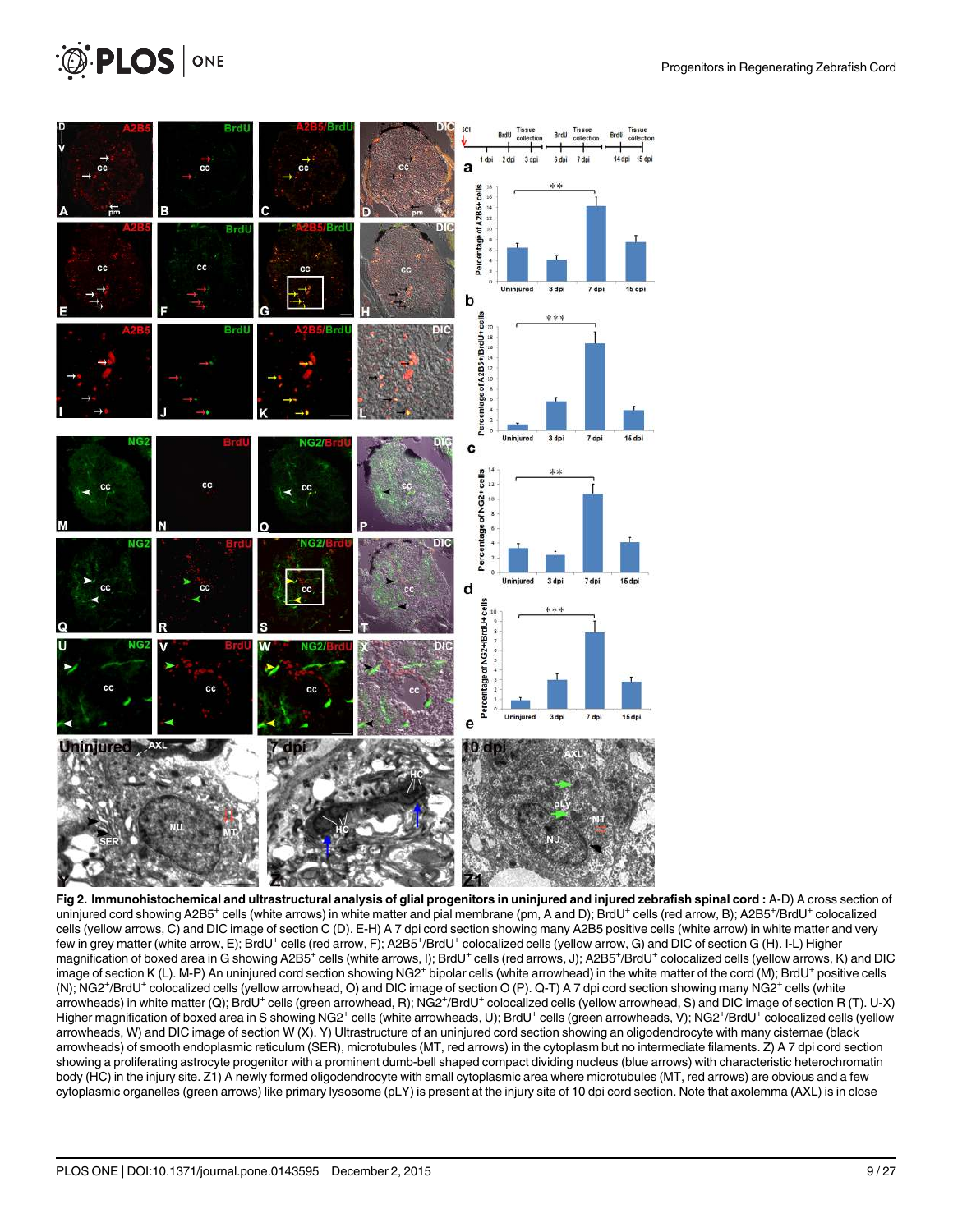SCI

BrdU Tissue collection BrdU Tissue collection BrdU Tissue collection

1 dpi 2 dpi 3 dpi 6 dpi 7 dpi 14 dpi 15 dpi

a

Percentage of A2B5+ cells

Uninjured 3 dpi 7 dpi 15 dpi

b

Percentage of A2B5+/BrdU+ cells

Uninjured 3 dpi 7 dpi 15 dpi

c

Percentage of NG2+ cells

Uninjured 3 dpi 7 dpi 15 dpi

d

Percentage of NG2+/BrdU+ cells

Uninjured 3 dpi 7 dpi 15 dpi

e

**Fig 2. Immunohistochemical and ultrastructural analysis of glial progenitors in uninjured and injured zebrafish spinal cord :** A-D) A cross section of uninjured cord showing A2B5$^{+}$ cells (white arrows) in white matter and pial membrane (pm, A and D); BrdU$^{+}$ cells (red arrow, B); A2B5$^{+}$/BrdU$^{+}$ colocalized cells (yellow arrows, C) and DIC image of section C (D). E-H) A 7 dpi cord section showing many A2B5 positive cells (white arrow) in white matter and very few in grey matter (white arrow, E); BrdU$^{+}$ cells (red arrow, F); A2B5$^{+}$/BrdU$^{+}$ colocalized cells (yellow arrow, G) and DIC of section G (H). I-L) Higher magnification of boxed area in G showing A2B5$^{+}$ cells (white arrows, I); BrdU$^{+}$ cells (red arrows, J); A2B5$^{+}$/BrdU$^{+}$ colocalized cells (yellow arrows, K) and DIC image of section K (L). M-P) An uninjured cord section showing NG2$^{+}$ bipolar cells (white arrowhead) in the white matter of the cord (M); BrdU$^{+}$ positive cells (N); NG2$^{+}$/BrdU$^{+}$ colocalized cells (yellow arrowhead, O) and DIC image of section O (P). Q-T) A 7 dpi cord section showing many NG2$^{+}$ cells (white arrowheads) in white matter (Q); BrdU$^{+}$ cells (green arrowhead, R); NG2$^{+}$/BrdU$^{+}$ colocalized cells (yellow arrowhead, S) and DIC image of section R (T). U-X) Higher magnification of boxed area in S showing NG2$^{+}$ cells (white arrowheads, U); BrdU$^{+}$ cells (green arrowheads, V); NG2$^{+}$/BrdU$^{+}$ colocalized cells (yellow arrowheads, W) and DIC image of section W (X). Y) Ultrastructure of an uninjured cord section showing an oligodendrocyte with many cisternae (black arrowheads) of smooth endoplasmic reticulum (SER), microtubules (MT, red arrows) in the cytoplasm but no intermediate filaments. Z) A 7 dpi cord section showing a proliferating astrocyte progenitor with a prominent dumb-bell shaped compact dividing nucleus (blue arrows) with characteristic heterochromatin body (HC) in the injury site. Z1) A newly formed oligodendrocyte with small cytoplasmic area where microtubules (MT, red arrows) are obvious and a few cytoplasmic organelles (green arrows) like primary lysosome (pLY) is present at the injury site of 10 dpi cord section. Note that axolemma (AXL) is in close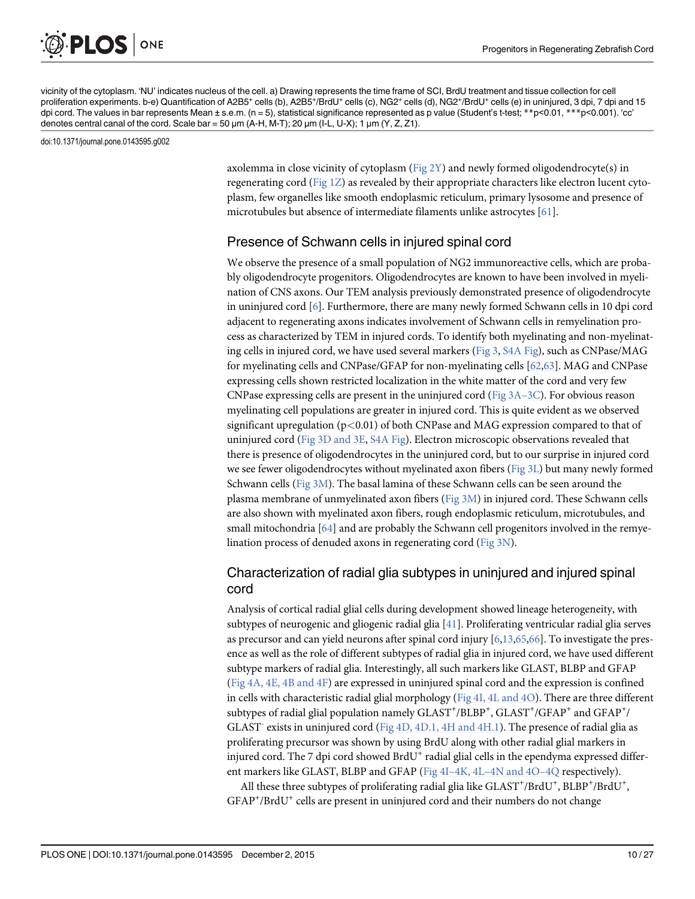vicinity of the cytoplasm. 'NU' indicates nucleus of the cell. a) Drawing represents the time frame of SCI, BrdU treatment and tissue collection for cell proliferation experiments. b-e) Quantification of A2B5⁺ cells (b), A2B5⁺/BrdU⁺ cells (c), NG2⁺ cells (d), NG2⁺/BrdU⁺ cells (e) in uninjured, 3 dpi, 7 dpi and 15 dpi cord. The values in bar represents Mean ± s.e.m. (n = 5), statistical significance represented as p value (Student's t-test; **p<0.01, ***p<0.001). 'cc' denotes central canal of the cord. Scale bar = 50 μm (A-H, M-T); 20 μm (I-L, U-X); 1 μm (Y, Z, Z1).

doi:10.1371/journal.pone.0143595.g002

axolemma in close vicinity of cytoplasm (Fig 2Y) and newly formed oligodendrocyte(s) in regenerating cord (Fig 1Z) as revealed by their appropriate characters like electron lucent cytoplasm, few organelles like smooth endoplasmic reticulum, primary lysosome and presence of microtubules but absence of intermediate filaments unlike astrocytes [61].

## Presence of Schwann cells in injured spinal cord

We observe the presence of a small population of NG2 immunoreactive cells, which are probably oligodendrocyte progenitors. Oligodendrocytes are known to have been involved in myelination of CNS axons. Our TEM analysis previously demonstrated presence of oligodendrocyte in uninjured cord [6]. Furthermore, there are many newly formed Schwann cells in 10 dpi cord adjacent to regenerating axons indicates involvement of Schwann cells in remyelination process as characterized by TEM in injured cords. To identify both myelinating and non-myelinating cells in injured cord, we have used several markers (Fig 3, S4A Fig), such as CNPase/MAG for myelinating cells and CNPase/GFAP for non-myelinating cells [62,63]. MAG and CNPase expressing cells shown restricted localization in the white matter of the cord and very few CNPase expressing cells are present in the uninjured cord (Fig 3A–3C). For obvious reason myelinating cell populations are greater in injured cord. This is quite evident as we observed significant upregulation ($p<0.01$) of both CNPase and MAG expression compared to that of uninjured cord (Fig 3D and 3E, S4A Fig). Electron microscopic observations revealed that there is presence of oligodendrocytes in the uninjured cord, but to our surprise in injured cord we see fewer oligodendrocytes without myelinated axon fibers (Fig 3L) but many newly formed Schwann cells (Fig 3M). The basal lamina of these Schwann cells can be seen around the plasma membrane of unmyelinated axon fibers (Fig 3M) in injured cord. These Schwann cells are also shown with myelinated axon fibers, rough endoplasmic reticulum, microtubules, and small mitochondria [64] and are probably the Schwann cell progenitors involved in the remyelination process of denuded axons in regenerating cord (Fig 3N).

## Characterization of radial glia subtypes in uninjured and injured spinal cord

Analysis of cortical radial glial cells during development showed lineage heterogeneity, with subtypes of neurogenic and gliogenic radial glia [41]. Proliferating ventricular radial glia serves as precursor and can yield neurons after spinal cord injury [6,13,65,66]. To investigate the presence as well as the role of different subtypes of radial glia in injured cord, we have used different subtype markers of radial glia. Interestingly, all such markers like GLAST, BLBP and GFAP (Fig 4A, 4E, 4B and 4F) are expressed in uninjured spinal cord and the expression is confined in cells with characteristic radial glial morphology (Fig 4I, 4L and 4O). There are three different subtypes of radial glial population namely GLAST⁺/BLBP⁺, GLAST⁺/GFAP⁺ and GFAP⁺/GLAST⁻ exists in uninjured cord (Fig 4D, 4D.1, 4H and 4H.1). The presence of radial glia as proliferating precursor was shown by using BrdU along with other radial glial markers in injured cord. The 7 dpi cord showed BrdU⁺ radial glial cells in the ependyma expressed different markers like GLAST, BLBP and GFAP (Fig 4I–4K, 4L–4N and 4O–4Q respectively).

All these three subtypes of proliferating radial glia like GLAST⁺/BrdU⁺, BLBP⁺/BrdU⁺, GFAP⁺/BrdU⁺ cells are present in uninjured cord and their numbers do not change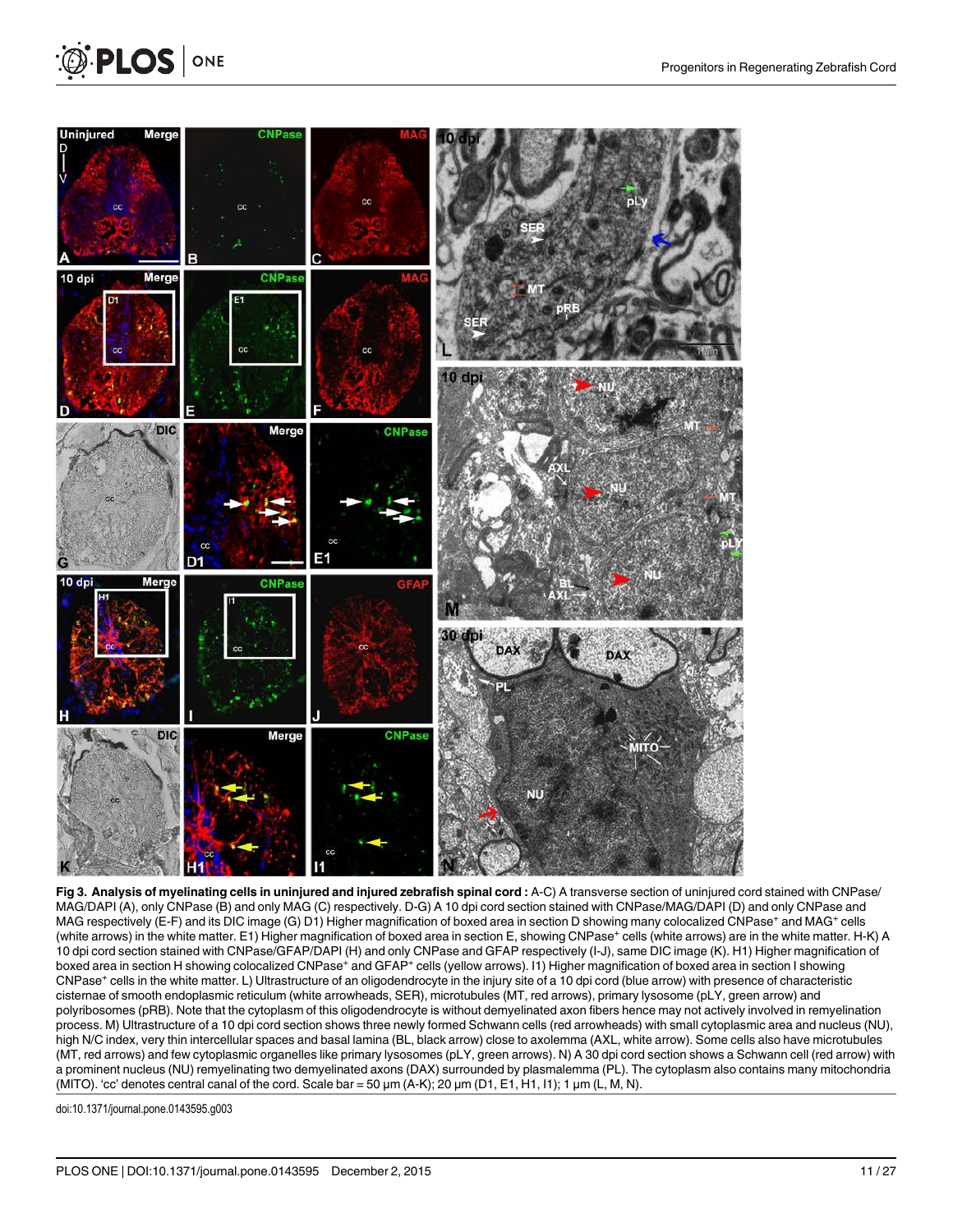**Fig 3. Analysis of myelinating cells in uninjured and injured zebrafish spinal cord :** A-C) A transverse section of uninjured cord stained with CNPase/MAG/DAPI (A), only CNPase (B) and only MAG (C) respectively. D-G) A 10 dpi cord section stained with CNPase/MAG/DAPI (D) and only CNPase and MAG respectively (E-F) and its DIC image (G) D1) Higher magnification of boxed area in section D showing many colocalized CNPase⁺ and MAG⁺ cells (white arrows) in the white matter. E1) Higher magnification of boxed area in section E, showing CNPase⁺ cells (white arrows) are in the white matter. H-K) A 10 dpi cord section stained with CNPase/GFAP/DAPI (H) and only CNPase and GFAP respectively (I-J), same DIC image (K). H1) Higher magnification of boxed area in section H showing colocalized CNPase⁺ and GFAP⁺ cells (yellow arrows). I1) Higher magnification of boxed area in section I showing CNPase⁺ cells in the white matter. L) Ultrastructure of an oligodendrocyte in the injury site of a 10 dpi cord (blue arrow) with presence of characteristic cisternae of smooth endoplasmic reticulum (white arrowheads, SER), microtubules (MT, red arrows), primary lysosome (pLY, green arrow) and polyribosomes (pRB). Note that the cytoplasm of this oligodendrocyte is without demyelinated axon fibers hence may not actively involved in remyelination process. M) Ultrastructure of a 10 dpi cord section shows three newly formed Schwann cells (red arrowheads) with small cytoplasmic area and nucleus (NU), high N/C index, very thin intercellular spaces and basal lamina (BL, black arrow) close to axolemma (AXL, white arrow). Some cells also have microtubules (MT, red arrows) and few cytoplasmic organelles like primary lysosomes (pLY, green arrows). N) A 30 dpi cord section shows a Schwann cell (red arrow) with a prominent nucleus (NU) remyelinating two demyelinated axons (DAX) surrounded by plasmalemma (PL). The cytoplasm also contains many mitochondria (MITO). 'cc' denotes central canal of the cord. Scale bar = 50 μm (A-K); 20 μm (D1, E1, H1, I1); 1 μm (L, M, N).

doi:10.1371/journal.pone.0143595.g003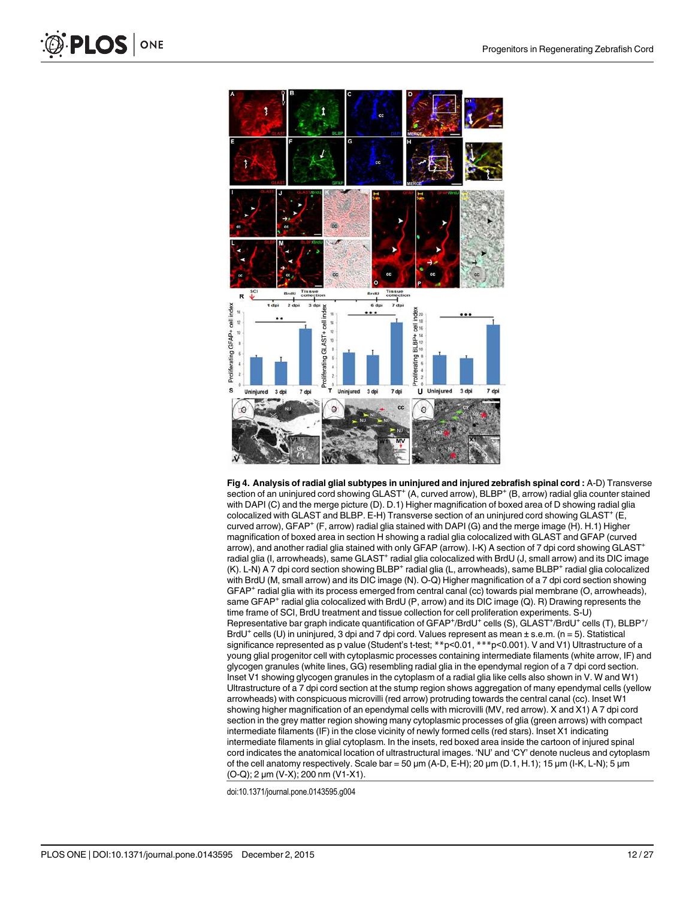**Fig 4. Analysis of radial glial subtypes in uninjured and injured zebrafish spinal cord :** A-D) Transverse section of an uninjured cord showing GLAST$^+$ (A, curved arrow), BLBP$^+$ (B, arrow) radial glia counter stained with DAPI (C) and the merge picture (D). D.1) Higher magnification of boxed area of D showing radial glia colocalized with GLAST and BLBP. E-H) Transverse section of an uninjured cord showing GLAST$^+$ (E, curved arrow), GFAP$^+$ (F, arrow) radial glia stained with DAPI (G) and the merge image (H). H.1) Higher magnification of boxed area in section H showing a radial glia colocalized with GLAST and GFAP (curved arrow), and another radial glia stained with only GFAP (arrow). I-K) A section of 7 dpi cord showing GLAST$^+$ radial glia (I, arrowheads), same GLAST$^+$ radial glia colocalized with BrdU (J, small arrow) and its DIC image (K). L-N) A 7 dpi cord section showing BLBP$^+$ radial glia (L, arrowheads), same BLBP$^+$ radial glia colocalized with BrdU (M, small arrow) and its DIC image (N). O-Q) Higher magnification of a 7 dpi cord section showing GFAP$^+$ radial glia with its process emerged from central canal (cc) towards pial membrane (O, arrowheads), same GFAP$^+$ radial glia colocalized with BrdU (P, arrow) and its DIC image (Q). R) Drawing represents the time frame of SCI, BrdU treatment and tissue collection for cell proliferation experiments. S-U) Representative bar graph indicate quantification of GFAP$^+$/BrdU$^+$ cells (S), GLAST$^+$/BrdU$^+$ cells (T), BLBP$^+$/BrdU$^+$ cells (U) in uninjured, 3 dpi and 7 dpi cord. Values represent as mean ± s.e.m. (n = 5). Statistical significance represented as p value (Student's t-test; **p<0.01, ***p<0.001). V and V1) Ultrastructure of a young glial progenitor cell with cytoplasmic processes containing intermediate filaments (white arrow, IF) and glycogen granules (white lines, GG) resembling radial glia in the ependymal region of a 7 dpi cord section. Inset V1 showing glycogen granules in the cytoplasm of a radial glia like cells also shown in V. W and W1) Ultrastructure of a 7 dpi cord section at the stump region shows aggregation of many ependymal cells (yellow arrowheads) with conspicuous microvilli (red arrow) protruding towards the central canal (cc). Inset W1 showing higher magnification of an ependymal cells with microvilli (MV, red arrow). X and X1) A 7 dpi cord section in the grey matter region showing many cytoplasmic processes of glia (green arrows) with compact intermediate filaments (IF) in the close vicinity of newly formed cells (red stars). Inset X1 indicating intermediate filaments in glial cytoplasm. In the insets, red boxed area inside the cartoon of injured spinal cord indicates the anatomical location of ultrastructural images. 'NU' and 'CY' denote nucleus and cytoplasm of the cell anatomy respectively. Scale bar = 50 μm (A-D, E-H); 20 μm (D.1, H.1); 15 μm (I-K, L-N); 5 μm (O-Q); 2 μm (V-X); 200 nm (V1-X1).

doi:10.1371/journal.pone.0143595.g004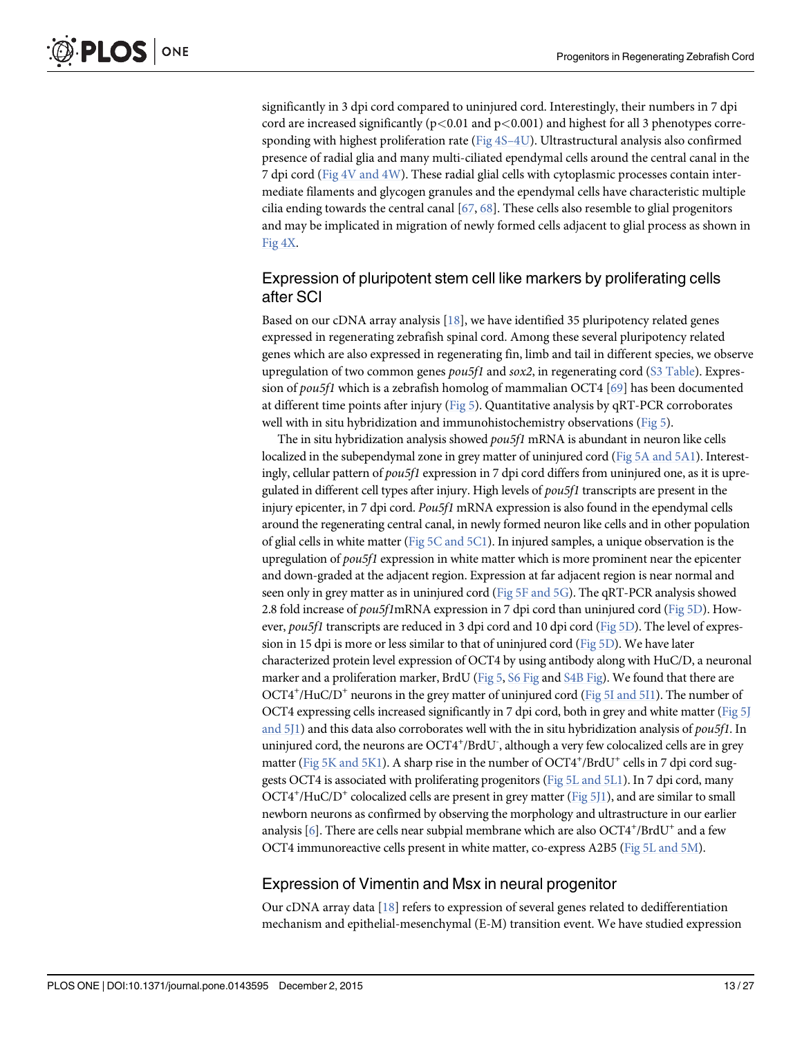significantly in 3 dpi cord compared to uninjured cord. Interestingly, their numbers in 7 dpi cord are increased significantly ($p<0.01$ and $p<0.001$) and highest for all 3 phenotypes corresponding with highest proliferation rate (Fig 4S–4U). Ultrastructural analysis also confirmed presence of radial glia and many multi-ciliated ependymal cells around the central canal in the 7 dpi cord (Fig 4V and 4W). These radial glial cells with cytoplasmic processes contain intermediate filaments and glycogen granules and the ependymal cells have characteristic multiple cilia ending towards the central canal [67, 68]. These cells also resemble to glial progenitors and may be implicated in migration of newly formed cells adjacent to glial process as shown in Fig 4X.

## Expression of pluripotent stem cell like markers by proliferating cells after SCI

Based on our cDNA array analysis [18], we have identified 35 pluripotency related genes expressed in regenerating zebrafish spinal cord. Among these several pluripotency related genes which are also expressed in regenerating fin, limb and tail in different species, we observe upregulation of two common genes *pou5f1* and *sox2*, in regenerating cord (S3 Table). Expression of *pou5f1* which is a zebrafish homolog of mammalian OCT4 [69] has been documented at different time points after injury (Fig 5). Quantitative analysis by qRT-PCR corroborates well with in situ hybridization and immunohistochemistry observations (Fig 5).

The in situ hybridization analysis showed *pou5f1* mRNA is abundant in neuron like cells localized in the subependymal zone in grey matter of uninjured cord (Fig 5A and 5A1). Interestingly, cellular pattern of *pou5f1* expression in 7 dpi cord differs from uninjured one, as it is upregulated in different cell types after injury. High levels of *pou5f1* transcripts are present in the injury epicenter, in 7 dpi cord. *Pou5f1* mRNA expression is also found in the ependymal cells around the regenerating central canal, in newly formed neuron like cells and in other population of glial cells in white matter (Fig 5C and 5C1). In injured samples, a unique observation is the upregulation of *pou5f1* expression in white matter which is more prominent near the epicenter and down-graded at the adjacent region. Expression at far adjacent region is near normal and seen only in grey matter as in uninjured cord (Fig 5F and 5G). The qRT-PCR analysis showed 2.8 fold increase of *pou5f1*mRNA expression in 7 dpi cord than uninjured cord (Fig 5D). However, *pou5f1* transcripts are reduced in 3 dpi cord and 10 dpi cord (Fig 5D). The level of expression in 15 dpi is more or less similar to that of uninjured cord (Fig 5D). We have later characterized protein level expression of OCT4 by using antibody along with HuC/D, a neuronal marker and a proliferation marker, BrdU (Fig 5, S6 Fig and S4B Fig). We found that there are $OCT4^{+}/HuC/D^{+}$ neurons in the grey matter of uninjured cord (Fig 5I and 5I1). The number of OCT4 expressing cells increased significantly in 7 dpi cord, both in grey and white matter (Fig 5J and 5J1) and this data also corroborates well with the in situ hybridization analysis of *pou5f1*. In uninjured cord, the neurons are $OCT4^{+}/BrdU^{-}$, although a very few colocalized cells are in grey matter (Fig 5K and 5K1). A sharp rise in the number of $OCT4^{+}/BrdU^{+}$ cells in 7 dpi cord suggests OCT4 is associated with proliferating progenitors (Fig 5L and 5L1). In 7 dpi cord, many $OCT4^{+}/HuC/D^{+}$ colocalized cells are present in grey matter (Fig 5J1), and are similar to small newborn neurons as confirmed by observing the morphology and ultrastructure in our earlier analysis [6]. There are cells near subpial membrane which are also $OCT4^{+}/BrdU^{+}$ and a few OCT4 immunoreactive cells present in white matter, co-express A2B5 (Fig 5L and 5M).

## Expression of Vimentin and Msx in neural progenitor

Our cDNA array data [18] refers to expression of several genes related to dedifferentiation mechanism and epithelial-mesenchymal (E-M) transition event. We have studied expression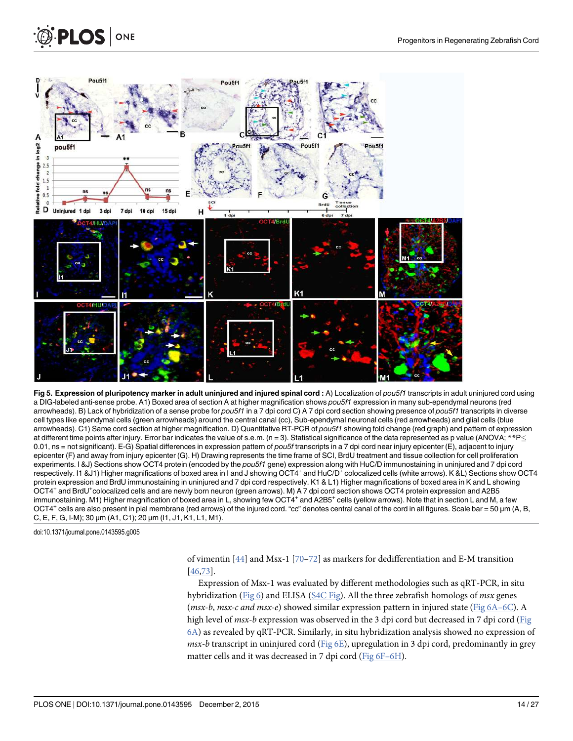**Fig 5. Expression of pluripotency marker in adult uninjured and injured spinal cord :** A) Localization of *pou5f1* transcripts in adult uninjured cord using a DIG-labeled anti-sense probe. A1) Boxed area of section A at higher magnification shows *pou5f1* expression in many sub-ependymal neurons (red arrowheads). B) Lack of hybridization of a sense probe for *pou5f1* in a 7 dpi cord C) A 7 dpi cord section showing presence of *pou5f1* transcripts in diverse cell types like ependymal cells (green arrowheads) around the central canal (cc), Sub-ependymal neuronal cells (red arrowheads) and glial cells (blue arrowheads). C1) Same cord section at higher magnification. D) Quantitative RT-PCR of *pou5f1* showing fold change (red graph) and pattern of expression at different time points after injury. Error bar indicates the value of s.e.m. (n = 3). Statistical significance of the data represented as p value (ANOVA; $**P \leq 0.01$, ns = not significant). E-G) Spatial differences in expression pattern of *pou5f* transcripts in a 7 dpi cord near injury epicenter (E), adjacent to injury epicenter (F) and away from injury epicenter (G). H) Drawing represents the time frame of SCI, BrdU treatment and tissue collection for cell proliferation experiments. I &J) Sections show OCT4 protein (encoded by the *pou5f1* gene) expression along with HuC/D immunostaining in uninjured and 7 dpi cord respectively. I1 &J1) Higher magnifications of boxed area in I and J showing $OCT4^+$ and $HuC/D^+$ colocalized cells (white arrows). K &L) Sections show OCT4 protein expression and BrdU immunostaining in uninjured and 7 dpi cord respectively. K1 & L1) Higher magnifications of boxed area in K and L showing $OCT4^+$ and $BrdU^+$colocalized cells and are newly born neuron (green arrows). M) A 7 dpi cord section shows OCT4 protein expression and A2B5 immunostaining. M1) Higher magnification of boxed area in L, showing few $OCT4^+$ and $A2B5^+$ cells (yellow arrows). Note that in section L and M, a few $OCT4^+$ cells are also present in pial membrane (red arrows) of the injured cord. "cc" denotes central canal of the cord in all figures. Scale bar = 50 μm (A, B, C, E, F, G, I-M); 30 μm (A1, C1); 20 μm (I1, J1, K1, L1, M1).

doi:10.1371/journal.pone.0143595.g005

of vimentin [44] and Msx-1 [70–72] as markers for dedifferentiation and E-M transition [46,73].

Expression of Msx-1 was evaluated by different methodologies such as qRT-PCR, in situ hybridization (Fig 6) and ELISA (S4C Fig). All the three zebrafish homologs of *msx* genes (*msx-b*, *msx-c and msx-e*) showed similar expression pattern in injured state (Fig 6A–6C). A high level of *msx-b* expression was observed in the 3 dpi cord but decreased in 7 dpi cord (Fig 6A) as revealed by qRT-PCR. Similarly, in situ hybridization analysis showed no expression of *msx-b* transcript in uninjured cord (Fig 6E), upregulation in 3 dpi cord, predominantly in grey matter cells and it was decreased in 7 dpi cord (Fig 6F–6H).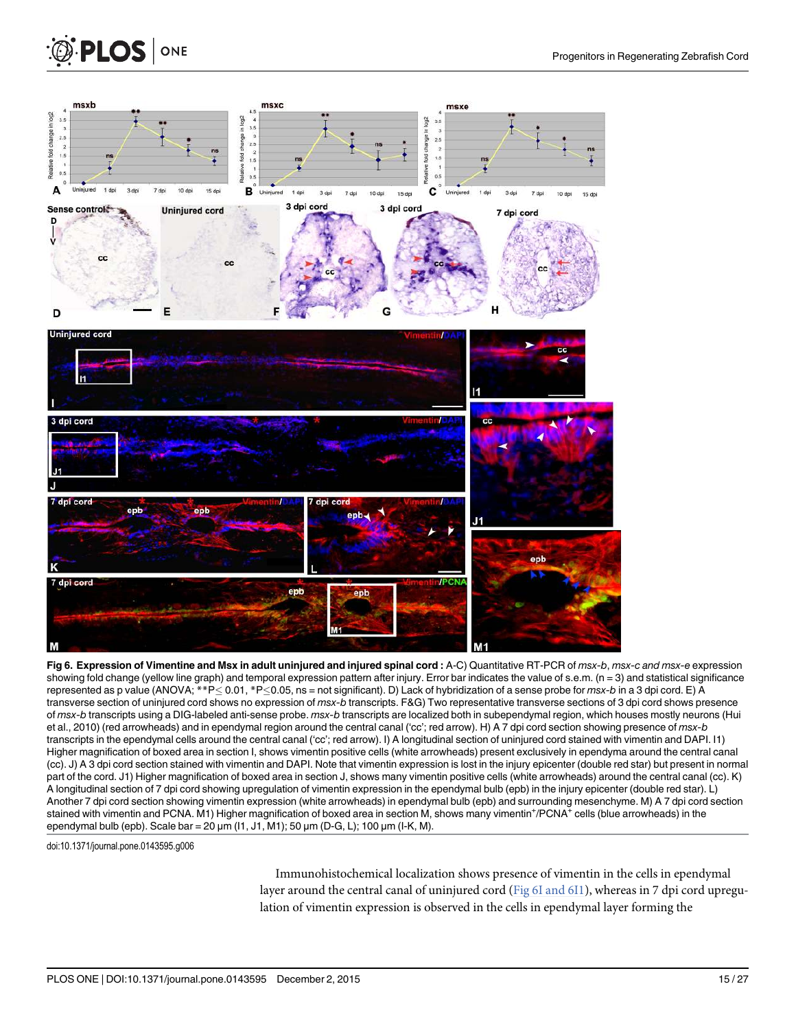**Fig 6. Expression of Vimentine and Msx in adult uninjured and injured spinal cord :** A-C) Quantitative RT-PCR of *msx-b*, *msx-c and msx-e* expression showing fold change (yellow line graph) and temporal expression pattern after injury. Error bar indicates the value of s.e.m. (n = 3) and statistical significance represented as p value (ANOVA; **P≤ 0.01, *P≤0.05, ns = not significant). D) Lack of hybridization of a sense probe for *msx-b* in a 3 dpi cord. E) A transverse section of uninjured cord shows no expression of *msx-b* transcripts. F&G) Two representative transverse sections of 3 dpi cord shows presence of *msx-b* transcripts using a DIG-labeled anti-sense probe. *msx-b* transcripts are localized both in subependymal region, which houses mostly neurons (Hui et al., 2010) (red arrowheads) and in ependymal region around the central canal ('cc'; red arrow). H) A 7 dpi cord section showing presence of *msx-b* transcripts in the ependymal cells around the central canal ('cc'; red arrow). I) A longitudinal section of uninjured cord stained with vimentin and DAPI. I1) Higher magnification of boxed area in section I, shows vimentin positive cells (white arrowheads) present exclusively in ependyma around the central canal (cc). J) A 3 dpi cord section stained with vimentin and DAPI. Note that vimentin expression is lost in the injury epicenter (double red star) but present in normal part of the cord. J1) Higher magnification of boxed area in section J, shows many vimentin positive cells (white arrowheads) around the central canal (cc). K) A longitudinal section of 7 dpi cord showing upregulation of vimentin expression in the ependymal bulb (epb) in the injury epicenter (double red star). L) Another 7 dpi cord section showing vimentin expression (white arrowheads) in ependymal bulb (epb) and surrounding mesenchyme. M) A 7 dpi cord section stained with vimentin and PCNA. M1) Higher magnification of boxed area in section M, shows many vimentin$^+$/PCNA$^+$ cells (blue arrowheads) in the ependymal bulb (epb). Scale bar = 20 μm (I1, J1, M1); 50 μm (D-G, L); 100 μm (I-K, M).

doi:10.1371/journal.pone.0143595.g006

Immunohistochemical localization shows presence of vimentin in the cells in ependymal layer around the central canal of uninjured cord (Fig 6I and 6I1), whereas in 7 dpi cord upregulation of vimentin expression is observed in the cells in ependymal layer forming the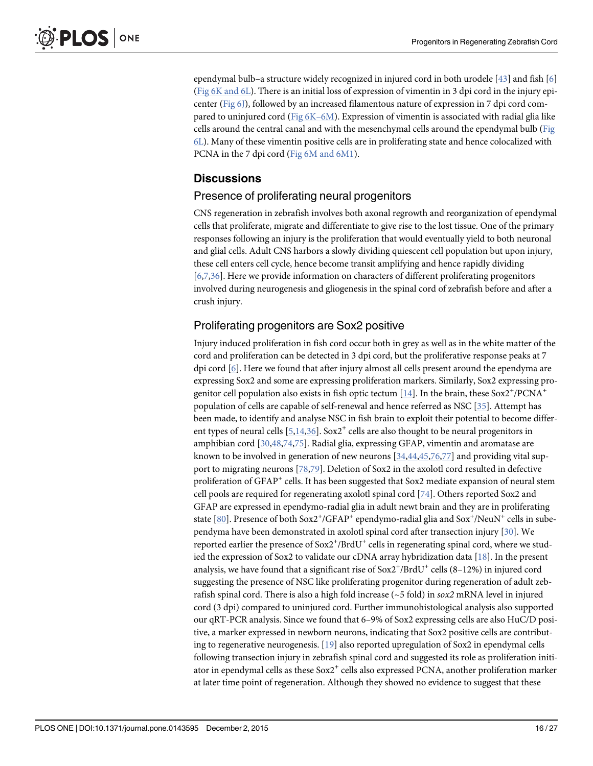ependymal bulb–a structure widely recognized in injured cord in both urodele [43] and fish [6] (Fig 6K and 6L). There is an initial loss of expression of vimentin in 3 dpi cord in the injury epicenter (Fig 6J), followed by an increased filamentous nature of expression in 7 dpi cord compared to uninjured cord (Fig 6K–6M). Expression of vimentin is associated with radial glia like cells around the central canal and with the mesenchymal cells around the ependymal bulb (Fig 6L). Many of these vimentin positive cells are in proliferating state and hence colocalized with PCNA in the 7 dpi cord (Fig 6M and 6M1).

## Discussions

### Presence of proliferating neural progenitors

CNS regeneration in zebrafish involves both axonal regrowth and reorganization of ependymal cells that proliferate, migrate and differentiate to give rise to the lost tissue. One of the primary responses following an injury is the proliferation that would eventually yield to both neuronal and glial cells. Adult CNS harbors a slowly dividing quiescent cell population but upon injury, these cell enters cell cycle, hence become transit amplifying and hence rapidly dividing [6,7,36]. Here we provide information on characters of different proliferating progenitors involved during neurogenesis and gliogenesis in the spinal cord of zebrafish before and after a crush injury.

### Proliferating progenitors are Sox2 positive

Injury induced proliferation in fish cord occur both in grey as well as in the white matter of the cord and proliferation can be detected in 3 dpi cord, but the proliferative response peaks at 7 dpi cord [6]. Here we found that after injury almost all cells present around the ependyma are expressing Sox2 and some are expressing proliferation markers. Similarly, Sox2 expressing progenitor cell population also exists in fish optic tectum [14]. In the brain, these Sox2$^+$/PCNA$^+$ population of cells are capable of self-renewal and hence referred as NSC [35]. Attempt has been made, to identify and analyse NSC in fish brain to exploit their potential to become different types of neural cells [5,14,36]. Sox2$^+$ cells are also thought to be neural progenitors in amphibian cord [30,48,74,75]. Radial glia, expressing GFAP, vimentin and aromatase are known to be involved in generation of new neurons [34,44,45,76,77] and providing vital support to migrating neurons [78,79]. Deletion of Sox2 in the axolotl cord resulted in defective proliferation of GFAP$^+$ cells. It has been suggested that Sox2 mediate expansion of neural stem cell pools are required for regenerating axolotl spinal cord [74]. Others reported Sox2 and GFAP are expressed in ependymo-radial glia in adult newt brain and they are in proliferating state [80]. Presence of both Sox2$^+$/GFAP$^+$ ependymo-radial glia and Sox$^+$/NeuN$^+$ cells in subependyma have been demonstrated in axolotl spinal cord after transection injury [30]. We reported earlier the presence of Sox2$^+$/BrdU$^+$ cells in regenerating spinal cord, where we studied the expression of Sox2 to validate our cDNA array hybridization data [18]. In the present analysis, we have found that a significant rise of Sox2$^+$/BrdU$^+$ cells (8–12%) in injured cord suggesting the presence of NSC like proliferating progenitor during regeneration of adult zebrafish spinal cord. There is also a high fold increase (~5 fold) in *sox2* mRNA level in injured cord (3 dpi) compared to uninjured cord. Further immunohistological analysis also supported our qRT-PCR analysis. Since we found that 6–9% of Sox2 expressing cells are also HuC/D positive, a marker expressed in newborn neurons, indicating that Sox2 positive cells are contributing to regenerative neurogenesis. [19] also reported upregulation of Sox2 in ependymal cells following transection injury in zebrafish spinal cord and suggested its role as proliferation initiator in ependymal cells as these Sox2$^+$ cells also expressed PCNA, another proliferation marker at later time point of regeneration. Although they showed no evidence to suggest that these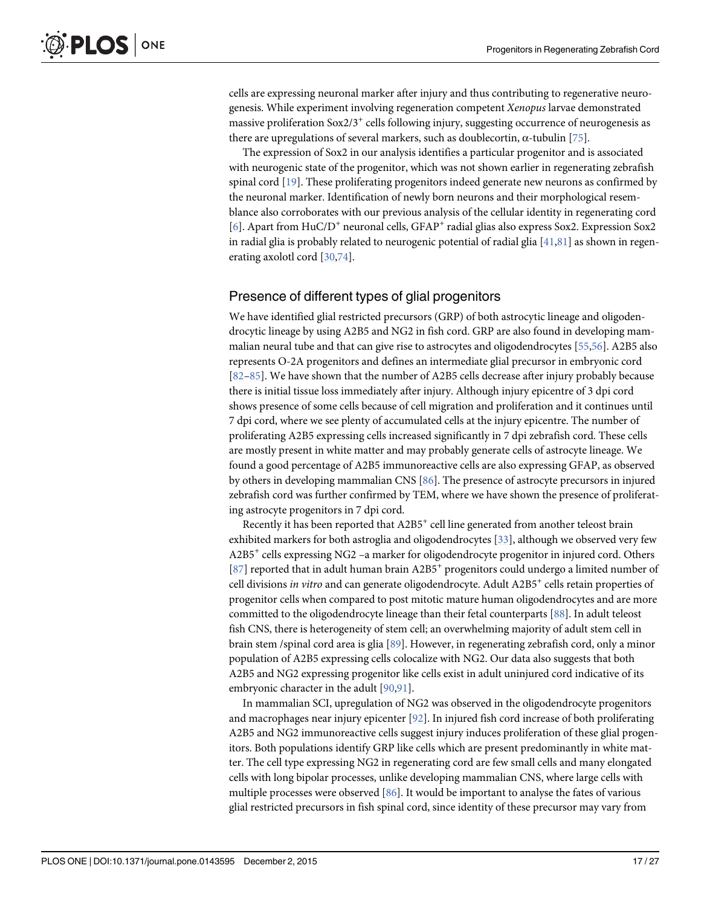cells are expressing neuronal marker after injury and thus contributing to regenerative neurogenesis. While experiment involving regeneration competent *Xenopus* larvae demonstrated massive proliferation Sox2/3$^+$ cells following injury, suggesting occurrence of neurogenesis as there are upregulations of several markers, such as doublecortin, α-tubulin [75].

The expression of Sox2 in our analysis identifies a particular progenitor and is associated with neurogenic state of the progenitor, which was not shown earlier in regenerating zebrafish spinal cord [19]. These proliferating progenitors indeed generate new neurons as confirmed by the neuronal marker. Identification of newly born neurons and their morphological resemblance also corroborates with our previous analysis of the cellular identity in regenerating cord [6]. Apart from HuC/D$^+$ neuronal cells, GFAP$^+$ radial glias also express Sox2. Expression Sox2 in radial glia is probably related to neurogenic potential of radial glia [41,81] as shown in regenerating axolotl cord [30,74].

## Presence of different types of glial progenitors

We have identified glial restricted precursors (GRP) of both astrocytic lineage and oligodendrocytic lineage by using A2B5 and NG2 in fish cord. GRP are also found in developing mammalian neural tube and that can give rise to astrocytes and oligodendrocytes [55,56]. A2B5 also represents O-2A progenitors and defines an intermediate glial precursor in embryonic cord [82–85]. We have shown that the number of A2B5 cells decrease after injury probably because there is initial tissue loss immediately after injury. Although injury epicentre of 3 dpi cord shows presence of some cells because of cell migration and proliferation and it continues until 7 dpi cord, where we see plenty of accumulated cells at the injury epicentre. The number of proliferating A2B5 expressing cells increased significantly in 7 dpi zebrafish cord. These cells are mostly present in white matter and may probably generate cells of astrocyte lineage. We found a good percentage of A2B5 immunoreactive cells are also expressing GFAP, as observed by others in developing mammalian CNS [86]. The presence of astrocyte precursors in injured zebrafish cord was further confirmed by TEM, where we have shown the presence of proliferating astrocyte progenitors in 7 dpi cord.

Recently it has been reported that A2B5$^+$ cell line generated from another teleost brain exhibited markers for both astroglia and oligodendrocytes [33], although we observed very few A2B5$^+$ cells expressing NG2 –a marker for oligodendrocyte progenitor in injured cord. Others [87] reported that in adult human brain A2B5$^+$ progenitors could undergo a limited number of cell divisions *in vitro* and can generate oligodendrocyte. Adult A2B5$^+$ cells retain properties of progenitor cells when compared to post mitotic mature human oligodendrocytes and are more committed to the oligodendrocyte lineage than their fetal counterparts [88]. In adult teleost fish CNS, there is heterogeneity of stem cell; an overwhelming majority of adult stem cell in brain stem /spinal cord area is glia [89]. However, in regenerating zebrafish cord, only a minor population of A2B5 expressing cells colocalize with NG2. Our data also suggests that both A2B5 and NG2 expressing progenitor like cells exist in adult uninjured cord indicative of its embryonic character in the adult [90,91].

In mammalian SCI, upregulation of NG2 was observed in the oligodendrocyte progenitors and macrophages near injury epicenter [92]. In injured fish cord increase of both proliferating A2B5 and NG2 immunoreactive cells suggest injury induces proliferation of these glial progenitors. Both populations identify GRP like cells which are present predominantly in white matter. The cell type expressing NG2 in regenerating cord are few small cells and many elongated cells with long bipolar processes, unlike developing mammalian CNS, where large cells with multiple processes were observed [86]. It would be important to analyse the fates of various glial restricted precursors in fish spinal cord, since identity of these precursor may vary from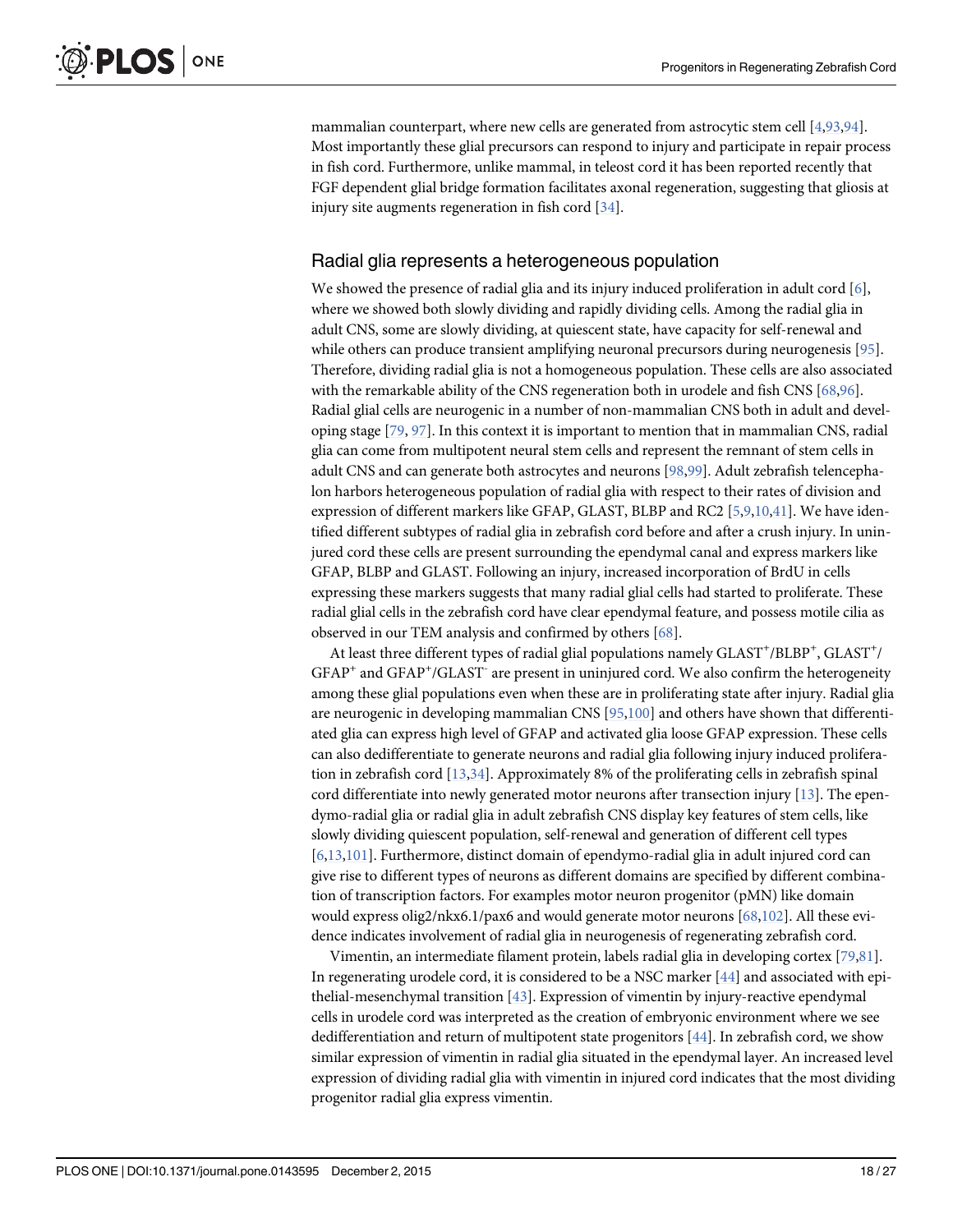mammalian counterpart, where new cells are generated from astrocytic stem cell [4,93,94]. Most importantly these glial precursors can respond to injury and participate in repair process in fish cord. Furthermore, unlike mammal, in teleost cord it has been reported recently that FGF dependent glial bridge formation facilitates axonal regeneration, suggesting that gliosis at injury site augments regeneration in fish cord [34].

## Radial glia represents a heterogeneous population

We showed the presence of radial glia and its injury induced proliferation in adult cord [6], where we showed both slowly dividing and rapidly dividing cells. Among the radial glia in adult CNS, some are slowly dividing, at quiescent state, have capacity for self-renewal and while others can produce transient amplifying neuronal precursors during neurogenesis [95]. Therefore, dividing radial glia is not a homogeneous population. These cells are also associated with the remarkable ability of the CNS regeneration both in urodele and fish CNS [68,96]. Radial glial cells are neurogenic in a number of non-mammalian CNS both in adult and developing stage [79, 97]. In this context it is important to mention that in mammalian CNS, radial glia can come from multipotent neural stem cells and represent the remnant of stem cells in adult CNS and can generate both astrocytes and neurons [98,99]. Adult zebrafish telencephalon harbors heterogeneous population of radial glia with respect to their rates of division and expression of different markers like GFAP, GLAST, BLBP and RC2 [5,9,10,41]. We have identified different subtypes of radial glia in zebrafish cord before and after a crush injury. In uninjured cord these cells are present surrounding the ependymal canal and express markers like GFAP, BLBP and GLAST. Following an injury, increased incorporation of BrdU in cells expressing these markers suggests that many radial glial cells had started to proliferate. These radial glial cells in the zebrafish cord have clear ependymal feature, and possess motile cilia as observed in our TEM analysis and confirmed by others [68].

At least three different types of radial glial populations namely GLAST$^+$/BLBP$^+$, GLAST$^+$/GFAP$^+$ and GFAP$^+$/GLAST$^-$ are present in uninjured cord. We also confirm the heterogeneity among these glial populations even when these are in proliferating state after injury. Radial glia are neurogenic in developing mammalian CNS [95,100] and others have shown that differentiated glia can express high level of GFAP and activated glia loose GFAP expression. These cells can also dedifferentiate to generate neurons and radial glia following injury induced proliferation in zebrafish cord [13,34]. Approximately 8% of the proliferating cells in zebrafish spinal cord differentiate into newly generated motor neurons after transection injury [13]. The ependymo-radial glia or radial glia in adult zebrafish CNS display key features of stem cells, like slowly dividing quiescent population, self-renewal and generation of different cell types [6,13,101]. Furthermore, distinct domain of ependymo-radial glia in adult injured cord can give rise to different types of neurons as different domains are specified by different combination of transcription factors. For examples motor neuron progenitor (pMN) like domain would express olig2/nkx6.1/pax6 and would generate motor neurons [68,102]. All these evidence indicates involvement of radial glia in neurogenesis of regenerating zebrafish cord.

Vimentin, an intermediate filament protein, labels radial glia in developing cortex [79,81]. In regenerating urodele cord, it is considered to be a NSC marker [44] and associated with epithelial-mesenchymal transition [43]. Expression of vimentin by injury-reactive ependymal cells in urodele cord was interpreted as the creation of embryonic environment where we see dedifferentiation and return of multipotent state progenitors [44]. In zebrafish cord, we show similar expression of vimentin in radial glia situated in the ependymal layer. An increased level expression of dividing radial glia with vimentin in injured cord indicates that the most dividing progenitor radial glia express vimentin.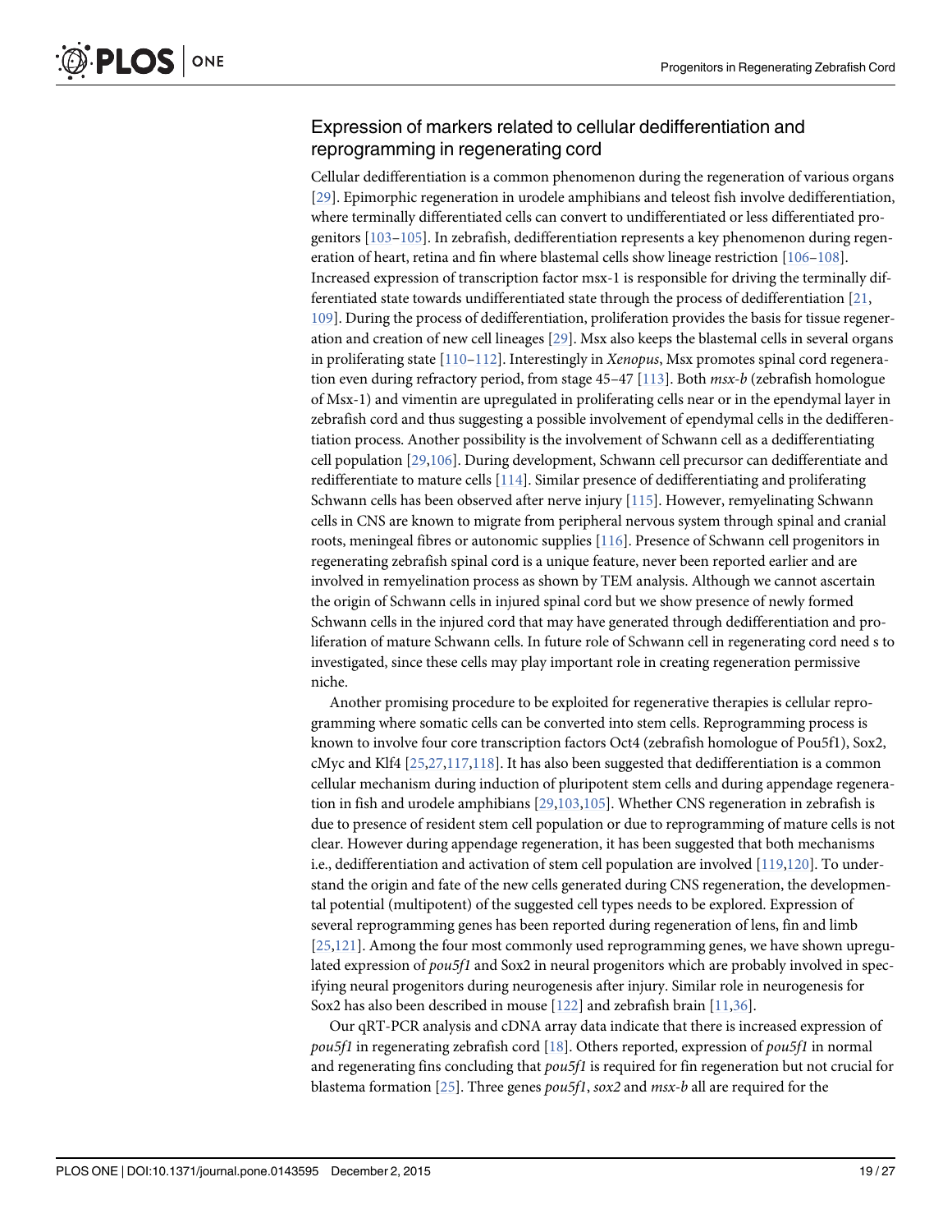## Expression of markers related to cellular dedifferentiation and reprogramming in regenerating cord

Cellular dedifferentiation is a common phenomenon during the regeneration of various organs [29]. Epimorphic regeneration in urodele amphibians and teleost fish involve dedifferentiation, where terminally differentiated cells can convert to undifferentiated or less differentiated progenitors [103–105]. In zebrafish, dedifferentiation represents a key phenomenon during regeneration of heart, retina and fin where blastemal cells show lineage restriction [106–108]. Increased expression of transcription factor msx-1 is responsible for driving the terminally differentiated state towards undifferentiated state through the process of dedifferentiation [21, 109]. During the process of dedifferentiation, proliferation provides the basis for tissue regeneration and creation of new cell lineages [29]. Msx also keeps the blastemal cells in several organs in proliferating state [110–112]. Interestingly in *Xenopus*, Msx promotes spinal cord regeneration even during refractory period, from stage 45–47 [113]. Both *msx-b* (zebrafish homologue of Msx-1) and vimentin are upregulated in proliferating cells near or in the ependymal layer in zebrafish cord and thus suggesting a possible involvement of ependymal cells in the dedifferentiation process. Another possibility is the involvement of Schwann cell as a dedifferentiating cell population [29,106]. During development, Schwann cell precursor can dedifferentiate and redifferentiate to mature cells [114]. Similar presence of dedifferentiating and proliferating Schwann cells has been observed after nerve injury [115]. However, remyelinating Schwann cells in CNS are known to migrate from peripheral nervous system through spinal and cranial roots, meningeal fibres or autonomic supplies [116]. Presence of Schwann cell progenitors in regenerating zebrafish spinal cord is a unique feature, never been reported earlier and are involved in remyelination process as shown by TEM analysis. Although we cannot ascertain the origin of Schwann cells in injured spinal cord but we show presence of newly formed Schwann cells in the injured cord that may have generated through dedifferentiation and proliferation of mature Schwann cells. In future role of Schwann cell in regenerating cord need s to investigated, since these cells may play important role in creating regeneration permissive niche.

Another promising procedure to be exploited for regenerative therapies is cellular reprogramming where somatic cells can be converted into stem cells. Reprogramming process is known to involve four core transcription factors Oct4 (zebrafish homologue of Pou5f1), Sox2, cMyc and Klf4 [25,27,117,118]. It has also been suggested that dedifferentiation is a common cellular mechanism during induction of pluripotent stem cells and during appendage regeneration in fish and urodele amphibians [29,103,105]. Whether CNS regeneration in zebrafish is due to presence of resident stem cell population or due to reprogramming of mature cells is not clear. However during appendage regeneration, it has been suggested that both mechanisms i.e., dedifferentiation and activation of stem cell population are involved [119,120]. To understand the origin and fate of the new cells generated during CNS regeneration, the developmental potential (multipotent) of the suggested cell types needs to be explored. Expression of several reprogramming genes has been reported during regeneration of lens, fin and limb [25,121]. Among the four most commonly used reprogramming genes, we have shown upregulated expression of *pou5f1* and Sox2 in neural progenitors which are probably involved in specifying neural progenitors during neurogenesis after injury. Similar role in neurogenesis for Sox2 has also been described in mouse [122] and zebrafish brain [11,36].

Our qRT-PCR analysis and cDNA array data indicate that there is increased expression of *pou5f1* in regenerating zebrafish cord [18]. Others reported, expression of *pou5f1* in normal and regenerating fins concluding that *pou5f1* is required for fin regeneration but not crucial for blastema formation [25]. Three genes *pou5f1*, *sox2* and *msx-b* all are required for the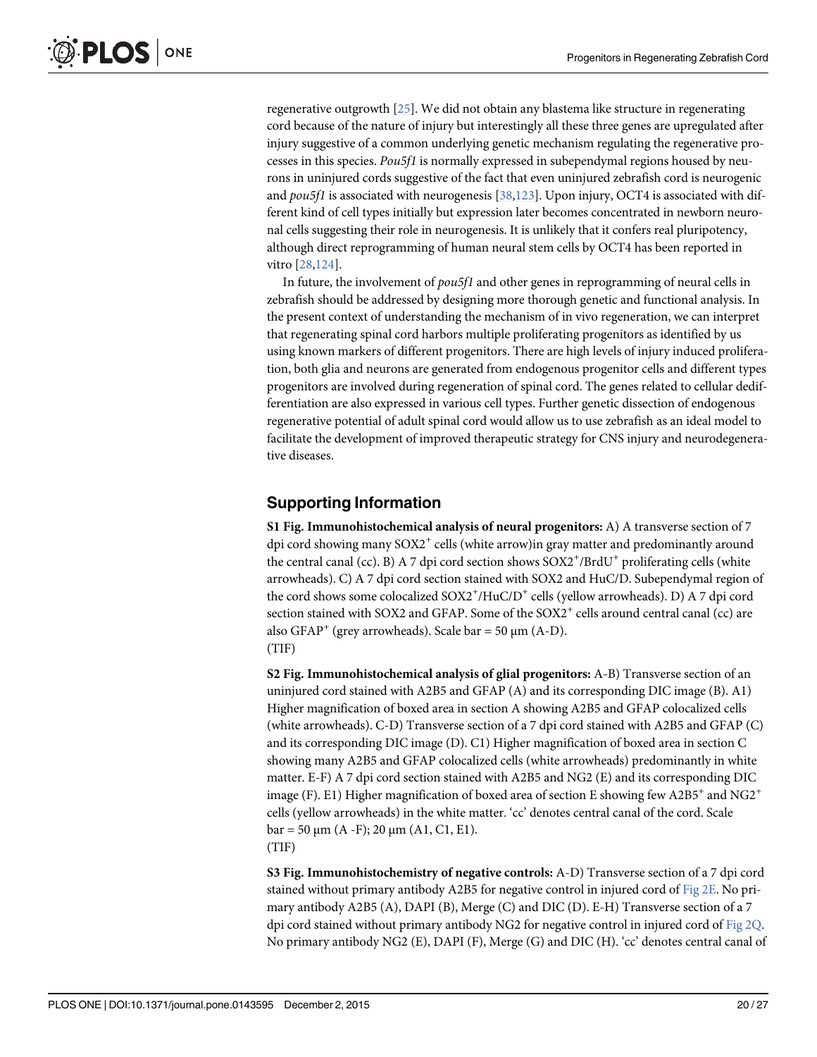regenerative outgrowth [25]. We did not obtain any blastema like structure in regenerating cord because of the nature of injury but interestingly all these three genes are upregulated after injury suggestive of a common underlying genetic mechanism regulating the regenerative processes in this species. *Pou5f1* is normally expressed in subependymal regions housed by neurons in uninjured cords suggestive of the fact that even uninjured zebrafish cord is neurogenic and *pou5f1* is associated with neurogenesis [38,123]. Upon injury, OCT4 is associated with different kind of cell types initially but expression later becomes concentrated in newborn neuronal cells suggesting their role in neurogenesis. It is unlikely that it confers real pluripotency, although direct reprogramming of human neural stem cells by OCT4 has been reported in vitro [28,124].

In future, the involvement of *pou5f1* and other genes in reprogramming of neural cells in zebrafish should be addressed by designing more thorough genetic and functional analysis. In the present context of understanding the mechanism of in vivo regeneration, we can interpret that regenerating spinal cord harbors multiple proliferating progenitors as identified by us using known markers of different progenitors. There are high levels of injury induced proliferation, both glia and neurons are generated from endogenous progenitor cells and different types progenitors are involved during regeneration of spinal cord. The genes related to cellular dedifferentiation are also expressed in various cell types. Further genetic dissection of endogenous regenerative potential of adult spinal cord would allow us to use zebrafish as an ideal model to facilitate the development of improved therapeutic strategy for CNS injury and neurodegenerative diseases.

## Supporting Information

**S1 Fig. Immunohistochemical analysis of neural progenitors:** A) A transverse section of 7 dpi cord showing many $SOX2^+$ cells (white arrow)in gray matter and predominantly around the central canal (cc). B) A 7 dpi cord section shows $SOX2^+/BrdU^+$ proliferating cells (white arrowheads). C) A 7 dpi cord section stained with SOX2 and HuC/D. Subependymal region of the cord shows some colocalized $SOX2^+/HuC/D^+$ cells (yellow arrowheads). D) A 7 dpi cord section stained with SOX2 and GFAP. Some of the $SOX2^+$ cells around central canal (cc) are also $GFAP^+$ (grey arrowheads). Scale bar = 50 μm (A-D).
(TIF)

**S2 Fig. Immunohistochemical analysis of glial progenitors:** A-B) Transverse section of an uninjured cord stained with A2B5 and GFAP (A) and its corresponding DIC image (B). A1) Higher magnification of boxed area in section A showing A2B5 and GFAP colocalized cells (white arrowheads). C-D) Transverse section of a 7 dpi cord stained with A2B5 and GFAP (C) and its corresponding DIC image (D). C1) Higher magnification of boxed area in section C showing many A2B5 and GFAP colocalized cells (white arrowheads) predominantly in white matter. E-F) A 7 dpi cord section stained with A2B5 and NG2 (E) and its corresponding DIC image (F). E1) Higher magnification of boxed area of section E showing few $A2B5^+$ and $NG2^+$ cells (yellow arrowheads) in the white matter. 'cc' denotes central canal of the cord. Scale bar = 50 μm (A -F); 20 μm (A1, C1, E1).
(TIF)

**S3 Fig. Immunohistochemistry of negative controls:** A-D) Transverse section of a 7 dpi cord stained without primary antibody A2B5 for negative control in injured cord of Fig 2E. No primary antibody A2B5 (A), DAPI (B), Merge (C) and DIC (D). E-H) Transverse section of a 7 dpi cord stained without primary antibody NG2 for negative control in injured cord of Fig 2Q. No primary antibody NG2 (E), DAPI (F), Merge (G) and DIC (H). 'cc' denotes central canal of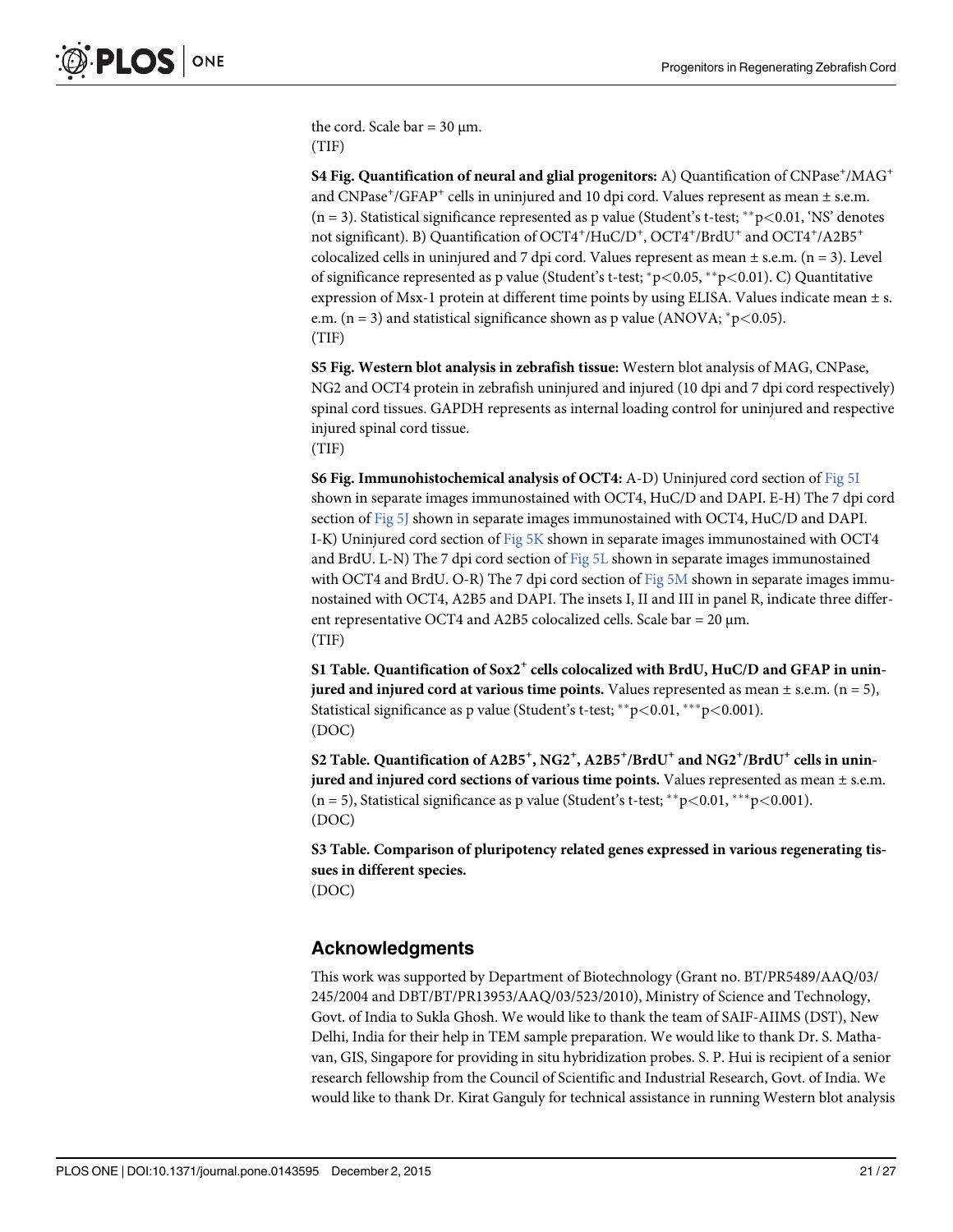the cord. Scale bar = 30 μm.
(TIF)

**S4 Fig. Quantification of neural and glial progenitors:** A) Quantification of $CNPase^+/MAG^+$ and $CNPase^+/GFAP^+$ cells in uninjured and 10 dpi cord. Values represent as mean ± s.e.m. (n = 3). Statistical significance represented as p value (Student's t-test; $^{**}p<0.01$, 'NS' denotes not significant). B) Quantification of $OCT4^+/HuC/D^+$, $OCT4^+/BrdU^+$ and $OCT4^+/A2B5^+$ colocalized cells in uninjured and 7 dpi cord. Values represent as mean ± s.e.m. (n = 3). Level of significance represented as p value (Student's t-test; $^{*}p<0.05$, $^{**}p<0.01$). C) Quantitative expression of Msx-1 protein at different time points by using ELISA. Values indicate mean ± s.e.m. (n = 3) and statistical significance shown as p value (ANOVA; $^{*}p<0.05$).
(TIF)

**S5 Fig. Western blot analysis in zebrafish tissue:** Western blot analysis of MAG, CNPase, NG2 and OCT4 protein in zebrafish uninjured and injured (10 dpi and 7 dpi cord respectively) spinal cord tissues. GAPDH represents as internal loading control for uninjured and respective injured spinal cord tissue.
(TIF)

**S6 Fig. Immunohistochemical analysis of OCT4:** A-D) Uninjured cord section of Fig 5I shown in separate images immunostained with OCT4, HuC/D and DAPI. E-H) The 7 dpi cord section of Fig 5J shown in separate images immunostained with OCT4, HuC/D and DAPI. I-K) Uninjured cord section of Fig 5K shown in separate images immunostained with OCT4 and BrdU. L-N) The 7 dpi cord section of Fig 5L shown in separate images immunostained with OCT4 and BrdU. O-R) The 7 dpi cord section of Fig 5M shown in separate images immunostained with OCT4, A2B5 and DAPI. The insets I, II and III in panel R, indicate three different representative OCT4 and A2B5 colocalized cells. Scale bar = 20 μm.
(TIF)

**S1 Table. Quantification of $Sox2^+$ cells colocalized with BrdU, HuC/D and GFAP in uninjured and injured cord at various time points.** Values represented as mean ± s.e.m. (n = 5), Statistical significance as p value (Student's t-test; $^{**}p<0.01$, $^{***}p<0.001$).
(DOC)

**S2 Table. Quantification of $A2B5^+$, $NG2^+$, $A2B5^+/BrdU^+$ and $NG2^+/BrdU^+$ cells in uninjured and injured cord sections of various time points.** Values represented as mean ± s.e.m. (n = 5), Statistical significance as p value (Student's t-test; $^{**}p<0.01$, $^{***}p<0.001$).
(DOC)

**S3 Table. Comparison of pluripotency related genes expressed in various regenerating tissues in different species.**
(DOC)

## Acknowledgments

This work was supported by Department of Biotechnology (Grant no. BT/PR5489/AAQ/03/245/2004 and DBT/BT/PR13953/AAQ/03/523/2010), Ministry of Science and Technology, Govt. of India to Sukla Ghosh. We would like to thank the team of SAIF-AIIMS (DST), New Delhi, India for their help in TEM sample preparation. We would like to thank Dr. S. Mathavan, GIS, Singapore for providing in situ hybridization probes. S. P. Hui is recipient of a senior research fellowship from the Council of Scientific and Industrial Research, Govt. of India. We would like to thank Dr. Kirat Ganguly for technical assistance in running Western blot analysis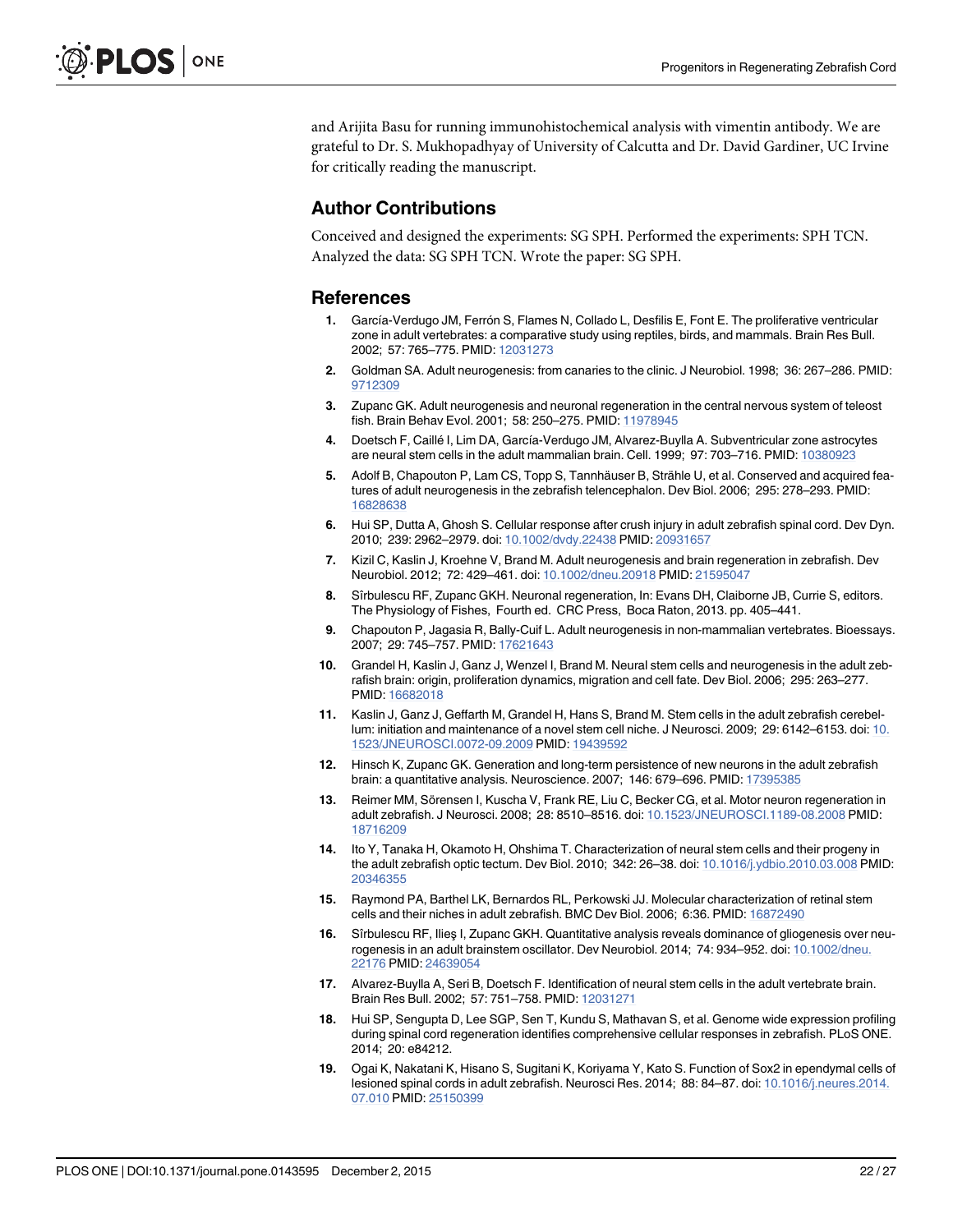and Arijita Basu for running immunohistochemical analysis with vimentin antibody. We are grateful to Dr. S. Mukhopadhyay of University of Calcutta and Dr. David Gardiner, UC Irvine for critically reading the manuscript.

## Author Contributions

Conceived and designed the experiments: SG SPH. Performed the experiments: SPH TCN. Analyzed the data: SG SPH TCN. Wrote the paper: SG SPH.

## References

1. García-Verdugo JM, Ferrón S, Flames N, Collado L, Desfilis E, Font E. The proliferative ventricular zone in adult vertebrates: a comparative study using reptiles, birds, and mammals. Brain Res Bull. 2002; 57: 765–775. PMID: 12031273
2. Goldman SA. Adult neurogenesis: from canaries to the clinic. J Neurobiol. 1998; 36: 267–286. PMID: 9712309
3. Zupanc GK. Adult neurogenesis and neuronal regeneration in the central nervous system of teleost fish. Brain Behav Evol. 2001; 58: 250–275. PMID: 11978945
4. Doetsch F, Caillé I, Lim DA, García-Verdugo JM, Alvarez-Buylla A. Subventricular zone astrocytes are neural stem cells in the adult mammalian brain. Cell. 1999; 97: 703–716. PMID: 10380923
5. Adolf B, Chapouton P, Lam CS, Topp S, Tannhäuser B, Strähle U, et al. Conserved and acquired features of adult neurogenesis in the zebrafish telencephalon. Dev Biol. 2006; 295: 278–293. PMID: 16828638
6. Hui SP, Dutta A, Ghosh S. Cellular response after crush injury in adult zebrafish spinal cord. Dev Dyn. 2010; 239: 2962–2979. doi: 10.1002/dvdy.22438 PMID: 20931657
7. Kizil C, Kaslin J, Kroehne V, Brand M. Adult neurogenesis and brain regeneration in zebrafish. Dev Neurobiol. 2012; 72: 429–461. doi: 10.1002/dneu.20918 PMID: 21595047
8. Sîrbulescu RF, Zupanc GKH. Neuronal regeneration, In: Evans DH, Claiborne JB, Currie S, editors. The Physiology of Fishes, Fourth ed. CRC Press, Boca Raton, 2013. pp. 405–441.
9. Chapouton P, Jagasia R, Bally-Cuif L. Adult neurogenesis in non-mammalian vertebrates. Bioessays. 2007; 29: 745–757. PMID: 17621643
10. Grandel H, Kaslin J, Ganz J, Wenzel I, Brand M. Neural stem cells and neurogenesis in the adult zebrafish brain: origin, proliferation dynamics, migration and cell fate. Dev Biol. 2006; 295: 263–277. PMID: 16682018
11. Kaslin J, Ganz J, Geffarth M, Grandel H, Hans S, Brand M. Stem cells in the adult zebrafish cerebellum: initiation and maintenance of a novel stem cell niche. J Neurosci. 2009; 29: 6142–6153. doi: 10.1523/JNEUROSCI.0072-09.2009 PMID: 19439592
12. Hinsch K, Zupanc GK. Generation and long-term persistence of new neurons in the adult zebrafish brain: a quantitative analysis. Neuroscience. 2007; 146: 679–696. PMID: 17395385
13. Reimer MM, Sörensen I, Kuscha V, Frank RE, Liu C, Becker CG, et al. Motor neuron regeneration in adult zebrafish. J Neurosci. 2008; 28: 8510–8516. doi: 10.1523/JNEUROSCI.1189-08.2008 PMID: 18716209
14. Ito Y, Tanaka H, Okamoto H, Ohshima T. Characterization of neural stem cells and their progeny in the adult zebrafish optic tectum. Dev Biol. 2010; 342: 26–38. doi: 10.1016/j.ydbio.2010.03.008 PMID: 20346355
15. Raymond PA, Barthel LK, Bernardos RL, Perkowski JJ. Molecular characterization of retinal stem cells and their niches in adult zebrafish. BMC Dev Biol. 2006; 6:36. PMID: 16872490
16. Sîrbulescu RF, Ilieş I, Zupanc GKH. Quantitative analysis reveals dominance of gliogenesis over neurogenesis in an adult brainstem oscillator. Dev Neurobiol. 2014; 74: 934–952. doi: 10.1002/dneu.22176 PMID: 24639054
17. Alvarez-Buylla A, Seri B, Doetsch F. Identification of neural stem cells in the adult vertebrate brain. Brain Res Bull. 2002; 57: 751–758. PMID: 12031271
18. Hui SP, Sengupta D, Lee SGP, Sen T, Kundu S, Mathavan S, et al. Genome wide expression profiling during spinal cord regeneration identifies comprehensive cellular responses in zebrafish. PLoS ONE. 2014; 20: e84212.
19. Ogai K, Nakatani K, Hisano S, Sugitani K, Koriyama Y, Kato S. Function of Sox2 in ependymal cells of lesioned spinal cords in adult zebrafish. Neurosci Res. 2014; 88: 84–87. doi: 10.1016/j.neures.2014.07.010 PMID: 25150399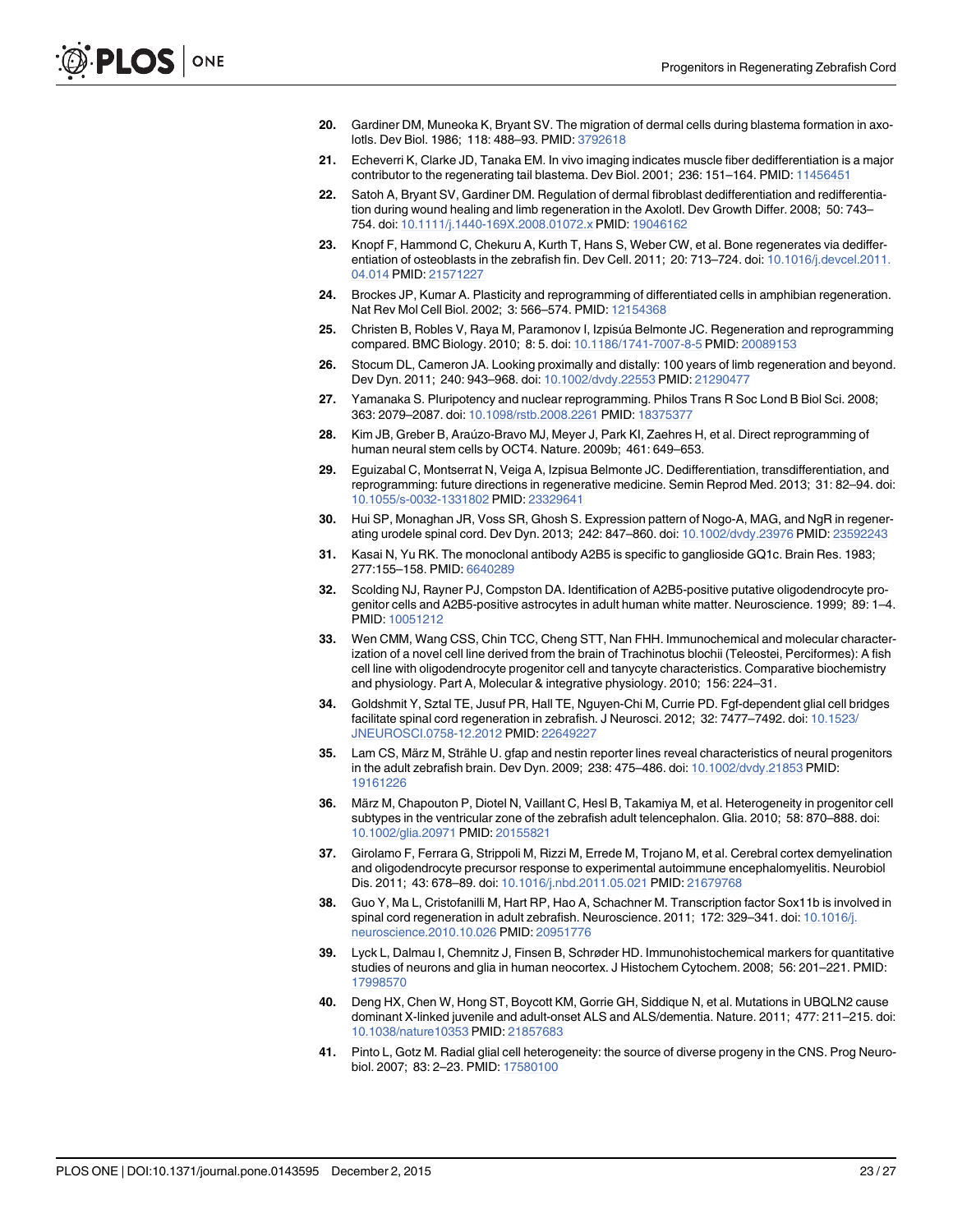20. Gardiner DM, Muneoka K, Bryant SV. The migration of dermal cells during blastema formation in axolotls. Dev Biol. 1986; 118: 488–93. PMID: 3792618

21. Echeverri K, Clarke JD, Tanaka EM. In vivo imaging indicates muscle fiber dedifferentiation is a major contributor to the regenerating tail blastema. Dev Biol. 2001; 236: 151–164. PMID: 11456451

22. Satoh A, Bryant SV, Gardiner DM. Regulation of dermal fibroblast dedifferentiation and redifferentiation during wound healing and limb regeneration in the Axolotl. Dev Growth Differ. 2008; 50: 743–754. doi: 10.1111/j.1440-169X.2008.01072.x PMID: 19046162

23. Knopf F, Hammond C, Chekuru A, Kurth T, Hans S, Weber CW, et al. Bone regenerates via dedifferentiation of osteoblasts in the zebrafish fin. Dev Cell. 2011; 20: 713–724. doi: 10.1016/j.devcel.2011.04.014 PMID: 21571227

24. Brockes JP, Kumar A. Plasticity and reprogramming of differentiated cells in amphibian regeneration. Nat Rev Mol Cell Biol. 2002; 3: 566–574. PMID: 12154368

25. Christen B, Robles V, Raya M, Paramonov I, Izpisúa Belmonte JC. Regeneration and reprogramming compared. BMC Biology. 2010; 8: 5. doi: 10.1186/1741-7007-8-5 PMID: 20089153

26. Stocum DL, Cameron JA. Looking proximally and distally: 100 years of limb regeneration and beyond. Dev Dyn. 2011; 240: 943–968. doi: 10.1002/dvdy.22553 PMID: 21290477

27. Yamanaka S. Pluripotency and nuclear reprogramming. Philos Trans R Soc Lond B Biol Sci. 2008; 363: 2079–2087. doi: 10.1098/rstb.2008.2261 PMID: 18375377

28. Kim JB, Greber B, Araúzo-Bravo MJ, Meyer J, Park KI, Zaehres H, et al. Direct reprogramming of human neural stem cells by OCT4. Nature. 2009b; 461: 649–653.

29. Eguizabal C, Montserrat N, Veiga A, Izpisua Belmonte JC. Dedifferentiation, transdifferentiation, and reprogramming: future directions in regenerative medicine. Semin Reprod Med. 2013; 31: 82–94. doi: 10.1055/s-0032-1331802 PMID: 23329641

30. Hui SP, Monaghan JR, Voss SR, Ghosh S. Expression pattern of Nogo-A, MAG, and NgR in regenerating urodele spinal cord. Dev Dyn. 2013; 242: 847–860. doi: 10.1002/dvdy.23976 PMID: 23592243

31. Kasai N, Yu RK. The monoclonal antibody A2B5 is specific to ganglioside GQ1c. Brain Res. 1983; 277:155–158. PMID: 6640289

32. Scolding NJ, Rayner PJ, Compston DA. Identification of A2B5-positive putative oligodendrocyte progenitor cells and A2B5-positive astrocytes in adult human white matter. Neuroscience. 1999; 89: 1–4. PMID: 10051212

33. Wen CMM, Wang CSS, Chin TCC, Cheng STT, Nan FHH. Immunochemical and molecular characterization of a novel cell line derived from the brain of Trachinotus blochii (Teleostei, Perciformes): A fish cell line with oligodendrocyte progenitor cell and tanycyte characteristics. Comparative biochemistry and physiology. Part A, Molecular & integrative physiology. 2010; 156: 224–31.

34. Goldshmit Y, Sztal TE, Jusuf PR, Hall TE, Nguyen-Chi M, Currie PD. Fgf-dependent glial cell bridges facilitate spinal cord regeneration in zebrafish. J Neurosci. 2012; 32: 7477–7492. doi: 10.1523/JNEUROSCI.0758-12.2012 PMID: 22649227

35. Lam CS, März M, Strähle U. gfap and nestin reporter lines reveal characteristics of neural progenitors in the adult zebrafish brain. Dev Dyn. 2009; 238: 475–486. doi: 10.1002/dvdy.21853 PMID: 19161226

36. März M, Chapouton P, Diotel N, Vaillant C, Hesl B, Takamiya M, et al. Heterogeneity in progenitor cell subtypes in the ventricular zone of the zebrafish adult telencephalon. Glia. 2010; 58: 870–888. doi: 10.1002/glia.20971 PMID: 20155821

37. Girolamo F, Ferrara G, Strippoli M, Rizzi M, Errede M, Trojano M, et al. Cerebral cortex demyelination and oligodendrocyte precursor response to experimental autoimmune encephalomyelitis. Neurobiol Dis. 2011; 43: 678–89. doi: 10.1016/j.nbd.2011.05.021 PMID: 21679768

38. Guo Y, Ma L, Cristofanilli M, Hart RP, Hao A, Schachner M. Transcription factor Sox11b is involved in spinal cord regeneration in adult zebrafish. Neuroscience. 2011; 172: 329–341. doi: 10.1016/j.neuroscience.2010.10.026 PMID: 20951776

39. Lyck L, Dalmau I, Chemnitz J, Finsen B, Schrøder HD. Immunohistochemical markers for quantitative studies of neurons and glia in human neocortex. J Histochem Cytochem. 2008; 56: 201–221. PMID: 17998570

40. Deng HX, Chen W, Hong ST, Boycott KM, Gorrie GH, Siddique N, et al. Mutations in UBQLN2 cause dominant X-linked juvenile and adult-onset ALS and ALS/dementia. Nature. 2011; 477: 211–215. doi: 10.1038/nature10353 PMID: 21857683

41. Pinto L, Gotz M. Radial glial cell heterogeneity: the source of diverse progeny in the CNS. Prog Neurobiol. 2007; 83: 2–23. PMID: 17580100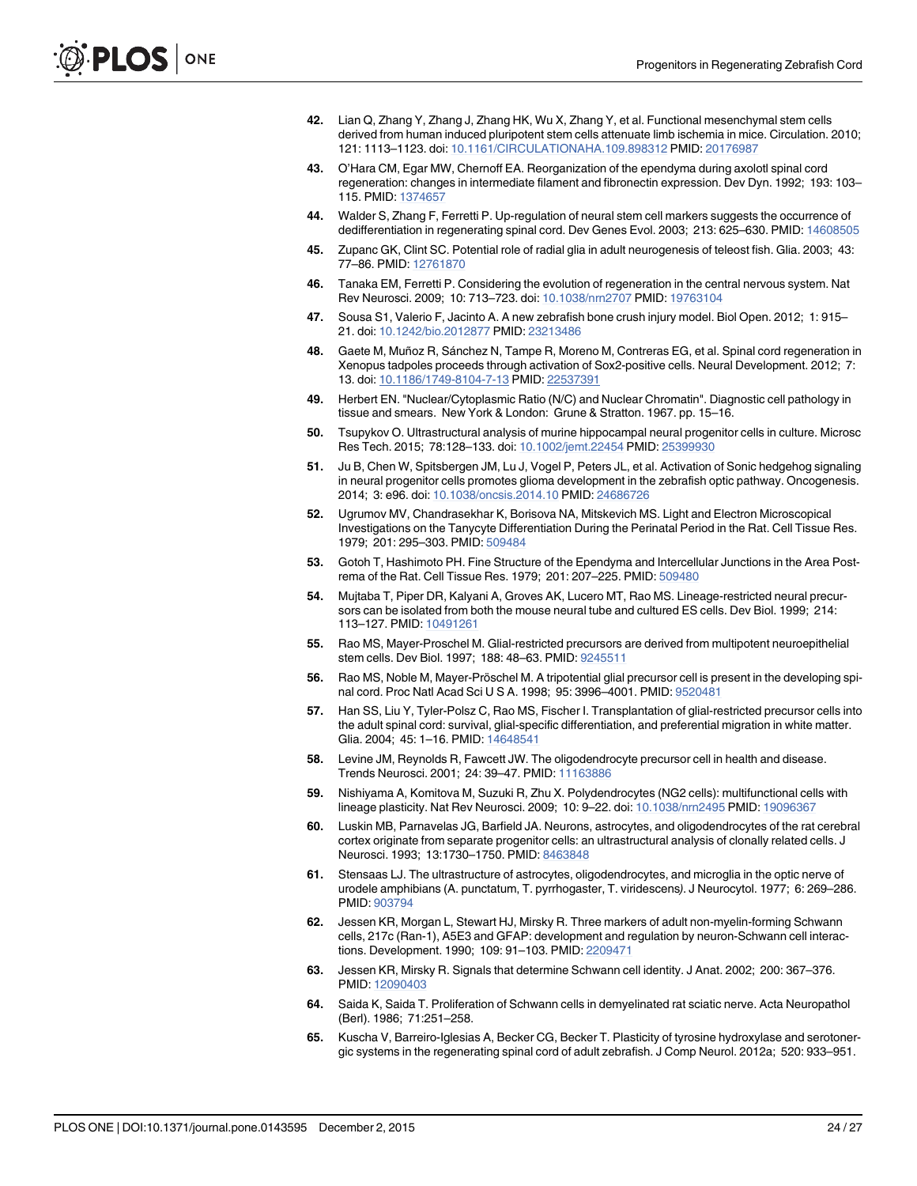42. Lian Q, Zhang Y, Zhang J, Zhang HK, Wu X, Zhang Y, et al. Functional mesenchymal stem cells derived from human induced pluripotent stem cells attenuate limb ischemia in mice. Circulation. 2010; 121: 1113–1123. doi: 10.1161/CIRCULATIONAHA.109.898312 PMID: 20176987

43. O'Hara CM, Egar MW, Chernoff EA. Reorganization of the ependyma during axolotl spinal cord regeneration: changes in intermediate filament and fibronectin expression. Dev Dyn. 1992; 193: 103–115. PMID: 1374657

44. Walder S, Zhang F, Ferretti P. Up-regulation of neural stem cell markers suggests the occurrence of dedifferentiation in regenerating spinal cord. Dev Genes Evol. 2003; 213: 625–630. PMID: 14608505

45. Zupanc GK, Clint SC. Potential role of radial glia in adult neurogenesis of teleost fish. Glia. 2003; 43: 77–86. PMID: 12761870

46. Tanaka EM, Ferretti P. Considering the evolution of regeneration in the central nervous system. Nat Rev Neurosci. 2009; 10: 713–723. doi: 10.1038/nrn2707 PMID: 19763104

47. Sousa S1, Valerio F, Jacinto A. A new zebrafish bone crush injury model. Biol Open. 2012; 1: 915–21. doi: 10.1242/bio.2012877 PMID: 23213486

48. Gaete M, Muñoz R, Sánchez N, Tampe R, Moreno M, Contreras EG, et al. Spinal cord regeneration in Xenopus tadpoles proceeds through activation of Sox2-positive cells. Neural Development. 2012; 7: 13. doi: 10.1186/1749-8104-7-13 PMID: 22537391

49. Herbert EN. "Nuclear/Cytoplasmic Ratio (N/C) and Nuclear Chromatin". Diagnostic cell pathology in tissue and smears. New York & London: Grune & Stratton. 1967. pp. 15–16.

50. Tsupykov O. Ultrastructural analysis of murine hippocampal neural progenitor cells in culture. Microsc Res Tech. 2015; 78:128–133. doi: 10.1002/jemt.22454 PMID: 25399930

51. Ju B, Chen W, Spitsbergen JM, Lu J, Vogel P, Peters JL, et al. Activation of Sonic hedgehog signaling in neural progenitor cells promotes glioma development in the zebrafish optic pathway. Oncogenesis. 2014; 3: e96. doi: 10.1038/oncsis.2014.10 PMID: 24686726

52. Ugrumov MV, Chandrasekhar K, Borisova NA, Mitskevich MS. Light and Electron Microscopical Investigations on the Tanycyte Differentiation During the Perinatal Period in the Rat. Cell Tissue Res. 1979; 201: 295–303. PMID: 509484

53. Gotoh T, Hashimoto PH. Fine Structure of the Ependyma and Intercellular Junctions in the Area Postrema of the Rat. Cell Tissue Res. 1979; 201: 207–225. PMID: 509480

54. Mujtaba T, Piper DR, Kalyani A, Groves AK, Lucero MT, Rao MS. Lineage-restricted neural precursors can be isolated from both the mouse neural tube and cultured ES cells. Dev Biol. 1999; 214: 113–127. PMID: 10491261

55. Rao MS, Mayer-Proschel M. Glial-restricted precursors are derived from multipotent neuroepithelial stem cells. Dev Biol. 1997; 188: 48–63. PMID: 9245511

56. Rao MS, Noble M, Mayer-Pröschel M. A tripotential glial precursor cell is present in the developing spinal cord. Proc Natl Acad Sci U S A. 1998; 95: 3996–4001. PMID: 9520481

57. Han SS, Liu Y, Tyler-Polsz C, Rao MS, Fischer I. Transplantation of glial-restricted precursor cells into the adult spinal cord: survival, glial-specific differentiation, and preferential migration in white matter. Glia. 2004; 45: 1–16. PMID: 14648541

58. Levine JM, Reynolds R, Fawcett JW. The oligodendrocyte precursor cell in health and disease. Trends Neurosci. 2001; 24: 39–47. PMID: 11163886

59. Nishiyama A, Komitova M, Suzuki R, Zhu X. Polydendrocytes (NG2 cells): multifunctional cells with lineage plasticity. Nat Rev Neurosci. 2009; 10: 9–22. doi: 10.1038/nrn2495 PMID: 19096367

60. Luskin MB, Parnavelas JG, Barfield JA. Neurons, astrocytes, and oligodendrocytes of the rat cerebral cortex originate from separate progenitor cells: an ultrastructural analysis of clonally related cells. J Neurosci. 1993; 13:1730–1750. PMID: 8463848

61. Stensaas LJ. The ultrastructure of astrocytes, oligodendrocytes, and microglia in the optic nerve of urodele amphibians (A. punctatum, T. pyrrhogaster, T. viridescens). J Neurocytol. 1977; 6: 269–286. PMID: 903794

62. Jessen KR, Morgan L, Stewart HJ, Mirsky R. Three markers of adult non-myelin-forming Schwann cells, 217c (Ran-1), A5E3 and GFAP: development and regulation by neuron-Schwann cell interactions. Development. 1990; 109: 91–103. PMID: 2209471

63. Jessen KR, Mirsky R. Signals that determine Schwann cell identity. J Anat. 2002; 200: 367–376. PMID: 12090403

64. Saida K, Saida T. Proliferation of Schwann cells in demyelinated rat sciatic nerve. Acta Neuropathol (Berl). 1986; 71:251–258.

65. Kuscha V, Barreiro-Iglesias A, Becker CG, Becker T. Plasticity of tyrosine hydroxylase and serotonergic systems in the regenerating spinal cord of adult zebrafish. J Comp Neurol. 2012a; 520: 933–951.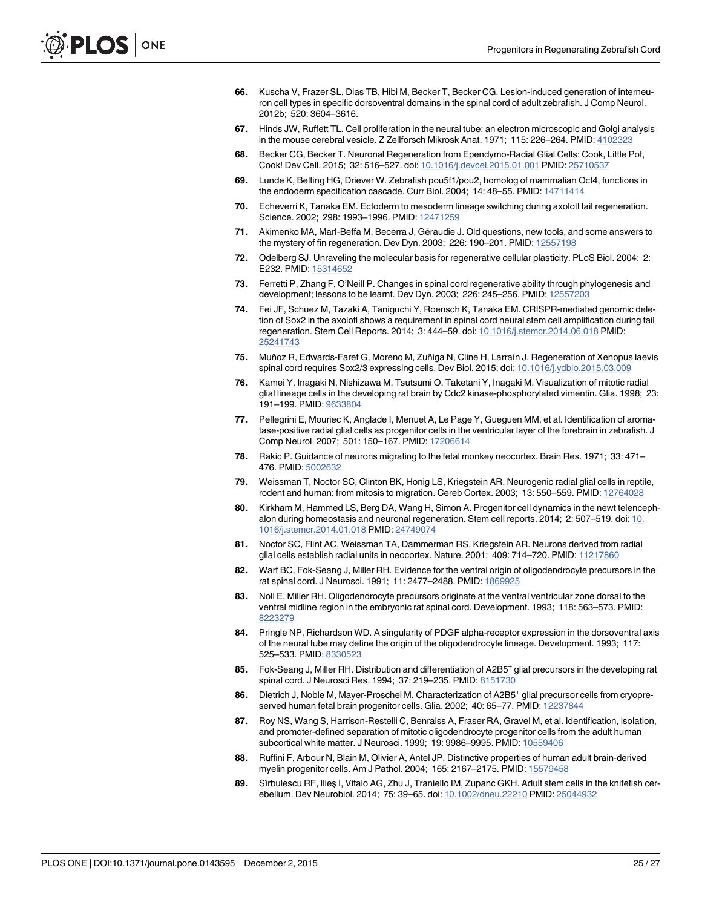66. Kuscha V, Frazer SL, Dias TB, Hibi M, Becker T, Becker CG. Lesion-induced generation of interneuron cell types in specific dorsoventral domains in the spinal cord of adult zebrafish. J Comp Neurol. 2012b; 520: 3604–3616.

67. Hinds JW, Ruffett TL. Cell proliferation in the neural tube: an electron microscopic and Golgi analysis in the mouse cerebral vesicle. Z Zellforsch Mikrosk Anat. 1971; 115: 226–264. PMID: 4102323

68. Becker CG, Becker T. Neuronal Regeneration from Ependymo-Radial Glial Cells: Cook, Little Pot, Cook! Dev Cell. 2015; 32: 516–527. doi: 10.1016/j.devcel.2015.01.001 PMID: 25710537

69. Lunde K, Belting HG, Driever W. Zebrafish pou5f1/pou2, homolog of mammalian Oct4, functions in the endoderm specification cascade. Curr Biol. 2004; 14: 48–55. PMID: 14711414

70. Echeverri K, Tanaka EM. Ectoderm to mesoderm lineage switching during axolotl tail regeneration. Science. 2002; 298: 1993–1996. PMID: 12471259

71. Akimenko MA, Marl-Beffa M, Becerra J, Géraudie J. Old questions, new tools, and some answers to the mystery of fin regeneration. Dev Dyn. 2003; 226: 190–201. PMID: 12557198

72. Odelberg SJ. Unraveling the molecular basis for regenerative cellular plasticity. PLoS Biol. 2004; 2: E232. PMID: 15314652

73. Ferretti P, Zhang F, O'Neill P. Changes in spinal cord regenerative ability through phylogenesis and development; lessons to be learnt. Dev Dyn. 2003; 226: 245–256. PMID: 12557203

74. Fei JF, Schuez M, Tazaki A, Taniguchi Y, Roensch K, Tanaka EM. CRISPR-mediated genomic deletion of Sox2 in the axolotl shows a requirement in spinal cord neural stem cell amplification during tail regeneration. Stem Cell Reports. 2014; 3: 444–59. doi: 10.1016/j.stemcr.2014.06.018 PMID: 25241743

75. Muñoz R, Edwards-Faret G, Moreno M, Zuñiga N, Cline H, Larraín J. Regeneration of Xenopus laevis spinal cord requires Sox2/3 expressing cells. Dev Biol. 2015; doi: 10.1016/j.ydbio.2015.03.009

76. Kamei Y, Inagaki N, Nishizawa M, Tsutsumi O, Taketani Y, Inagaki M. Visualization of mitotic radial glial lineage cells in the developing rat brain by Cdc2 kinase-phosphorylated vimentin. Glia. 1998; 23: 191–199. PMID: 9633804

77. Pellegrini E, Mouriec K, Anglade I, Menuet A, Le Page Y, Gueguen MM, et al. Identification of aromatase-positive radial glial cells as progenitor cells in the ventricular layer of the forebrain in zebrafish. J Comp Neurol. 2007; 501: 150–167. PMID: 17206614

78. Rakic P. Guidance of neurons migrating to the fetal monkey neocortex. Brain Res. 1971; 33: 471–476. PMID: 5002632

79. Weissman T, Noctor SC, Clinton BK, Honig LS, Kriegstein AR. Neurogenic radial glial cells in reptile, rodent and human: from mitosis to migration. Cereb Cortex. 2003; 13: 550–559. PMID: 12764028

80. Kirkham M, Hammed LS, Berg DA, Wang H, Simon A. Progenitor cell dynamics in the newt telencephalon during homeostasis and neuronal regeneration. Stem cell reports. 2014; 2: 507–519. doi: 10.1016/j.stemcr.2014.01.018 PMID: 24749074

81. Noctor SC, Flint AC, Weissman TA, Dammerman RS, Kriegstein AR. Neurons derived from radial glial cells establish radial units in neocortex. Nature. 2001; 409: 714–720. PMID: 11217860

82. Warf BC, Fok-Seang J, Miller RH. Evidence for the ventral origin of oligodendrocyte precursors in the rat spinal cord. J Neurosci. 1991; 11: 2477–2488. PMID: 1869925

83. Noll E, Miller RH. Oligodendrocyte precursors originate at the ventral ventricular zone dorsal to the ventral midline region in the embryonic rat spinal cord. Development. 1993; 118: 563–573. PMID: 8223279

84. Pringle NP, Richardson WD. A singularity of PDGF alpha-receptor expression in the dorsoventral axis of the neural tube may define the origin of the oligodendrocyte lineage. Development. 1993; 117: 525–533. PMID: 8330523

85. Fok-Seang J, Miller RH. Distribution and differentiation of A2B5$^+$ glial precursors in the developing rat spinal cord. J Neurosci Res. 1994; 37: 219–235. PMID: 8151730

86. Dietrich J, Noble M, Mayer-Proschel M. Characterization of A2B5$^+$ glial precursor cells from cryopreserved human fetal brain progenitor cells. Glia. 2002; 40: 65–77. PMID: 12237844

87. Roy NS, Wang S, Harrison-Restelli C, Benraiss A, Fraser RA, Gravel M, et al. Identification, isolation, and promoter-defined separation of mitotic oligodendrocyte progenitor cells from the adult human subcortical white matter. J Neurosci. 1999; 19: 9986–9995. PMID: 10559406

88. Ruffini F, Arbour N, Blain M, Olivier A, Antel JP. Distinctive properties of human adult brain-derived myelin progenitor cells. Am J Pathol. 2004; 165: 2167–2175. PMID: 15579458

89. Sîrbulescu RF, Ilieş I, Vitalo AG, Zhu J, Traniello IM, Zupanc GKH. Adult stem cells in the knifefish cerebellum. Dev Neurobiol. 2014; 75: 39–65. doi: 10.1002/dneu.22210 PMID: 25044932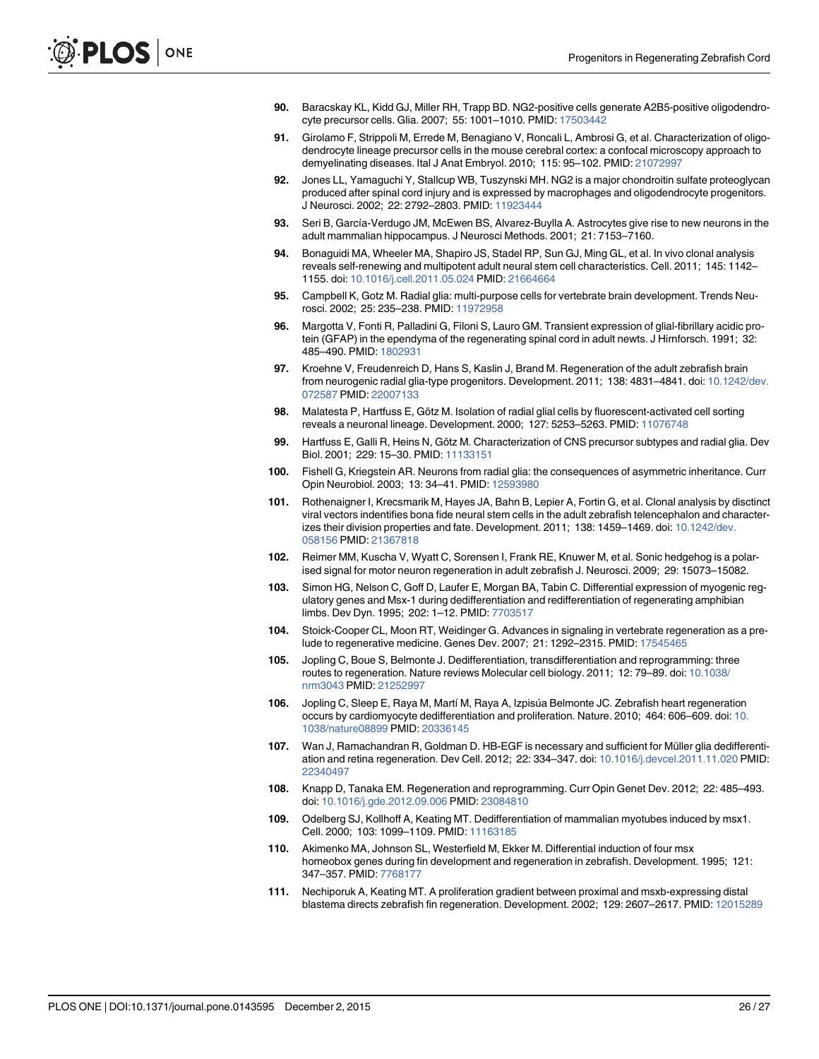90. Baracskay KL, Kidd GJ, Miller RH, Trapp BD. NG2-positive cells generate A2B5-positive oligodendrocyte precursor cells. Glia. 2007; 55: 1001–1010. PMID: 17503442

91. Girolamo F, Strippoli M, Errede M, Benagiano V, Roncali L, Ambrosi G, et al. Characterization of oligodendrocyte lineage precursor cells in the mouse cerebral cortex: a confocal microscopy approach to demyelinating diseases. Ital J Anat Embryol. 2010; 115: 95–102. PMID: 21072997

92. Jones LL, Yamaguchi Y, Stallcup WB, Tuszynski MH. NG2 is a major chondroitin sulfate proteoglycan produced after spinal cord injury and is expressed by macrophages and oligodendrocyte progenitors. J Neurosci. 2002; 22: 2792–2803. PMID: 11923444

93. Seri B, García-Verdugo JM, McEwen BS, Alvarez-Buylla A. Astrocytes give rise to new neurons in the adult mammalian hippocampus. J Neurosci Methods. 2001; 21: 7153–7160.

94. Bonaguidi MA, Wheeler MA, Shapiro JS, Stadel RP, Sun GJ, Ming GL, et al. In vivo clonal analysis reveals self-renewing and multipotent adult neural stem cell characteristics. Cell. 2011; 145: 1142–1155. doi: 10.1016/j.cell.2011.05.024 PMID: 21664664

95. Campbell K, Gotz M. Radial glia: multi-purpose cells for vertebrate brain development. Trends Neurosci. 2002; 25: 235–238. PMID: 11972958

96. Margotta V, Fonti R, Palladini G, Filoni S, Lauro GM. Transient expression of glial-fibrillary acidic protein (GFAP) in the ependyma of the regenerating spinal cord in adult newts. J Hirnforsch. 1991; 32: 485–490. PMID: 1802931

97. Kroehne V, Freudenreich D, Hans S, Kaslin J, Brand M. Regeneration of the adult zebrafish brain from neurogenic radial glia-type progenitors. Development. 2011; 138: 4831–4841. doi: 10.1242/dev.072587 PMID: 22007133

98. Malatesta P, Hartfuss E, Götz M. Isolation of radial glial cells by fluorescent-activated cell sorting reveals a neuronal lineage. Development. 2000; 127: 5253–5263. PMID: 11076748

99. Hartfuss E, Galli R, Heins N, Götz M. Characterization of CNS precursor subtypes and radial glia. Dev Biol. 2001; 229: 15–30. PMID: 11133151

100. Fishell G, Kriegstein AR. Neurons from radial glia: the consequences of asymmetric inheritance. Curr Opin Neurobiol. 2003; 13: 34–41. PMID: 12593980

101. Rothenaigner I, Krecsmarik M, Hayes JA, Bahn B, Lepier A, Fortin G, et al. Clonal analysis by disctinct viral vectors indentifies bona fide neural stem cells in the adult zebrafish telencephalon and characterizes their division properties and fate. Development. 2011; 138: 1459–1469. doi: 10.1242/dev.058156 PMID: 21367818

102. Reimer MM, Kuscha V, Wyatt C, Sorensen I, Frank RE, Knuwer M, et al. Sonic hedgehog is a polarised signal for motor neuron regeneration in adult zebrafish J. Neurosci. 2009; 29: 15073–15082.

103. Simon HG, Nelson C, Goff D, Laufer E, Morgan BA, Tabin C. Differential expression of myogenic regulatory genes and Msx-1 during dedifferentiation and redifferentiation of regenerating amphibian limbs. Dev Dyn. 1995; 202: 1–12. PMID: 7703517

104. Stoick-Cooper CL, Moon RT, Weidinger G. Advances in signaling in vertebrate regeneration as a prelude to regenerative medicine. Genes Dev. 2007; 21: 1292–2315. PMID: 17545465

105. Jopling C, Boue S, Belmonte J. Dedifferentiation, transdifferentiation and reprogramming: three routes to regeneration. Nature reviews Molecular cell biology. 2011; 12: 79–89. doi: 10.1038/nrm3043 PMID: 21252997

106. Jopling C, Sleep E, Raya M, Martí M, Raya A, Izpisúa Belmonte JC. Zebrafish heart regeneration occurs by cardiomyocyte dedifferentiation and proliferation. Nature. 2010; 464: 606–609. doi: 10.1038/nature08899 PMID: 20336145

107. Wan J, Ramachandran R, Goldman D. HB-EGF is necessary and sufficient for Müller glia dedifferentiation and retina regeneration. Dev Cell. 2012; 22: 334–347. doi: 10.1016/j.devcel.2011.11.020 PMID: 22340497

108. Knapp D, Tanaka EM. Regeneration and reprogramming. Curr Opin Genet Dev. 2012; 22: 485–493. doi: 10.1016/j.gde.2012.09.006 PMID: 23084810

109. Odelberg SJ, Kollhoff A, Keating MT. Dedifferentiation of mammalian myotubes induced by msx1. Cell. 2000; 103: 1099–1109. PMID: 11163185

110. Akimenko MA, Johnson SL, Westerfield M, Ekker M. Differential induction of four msx homeobox genes during fin development and regeneration in zebrafish. Development. 1995; 121: 347–357. PMID: 7768177

111. Nechiporuk A, Keating MT. A proliferation gradient between proximal and msxb-expressing distal blastema directs zebrafish fin regeneration. Development. 2002; 129: 2607–2617. PMID: 12015289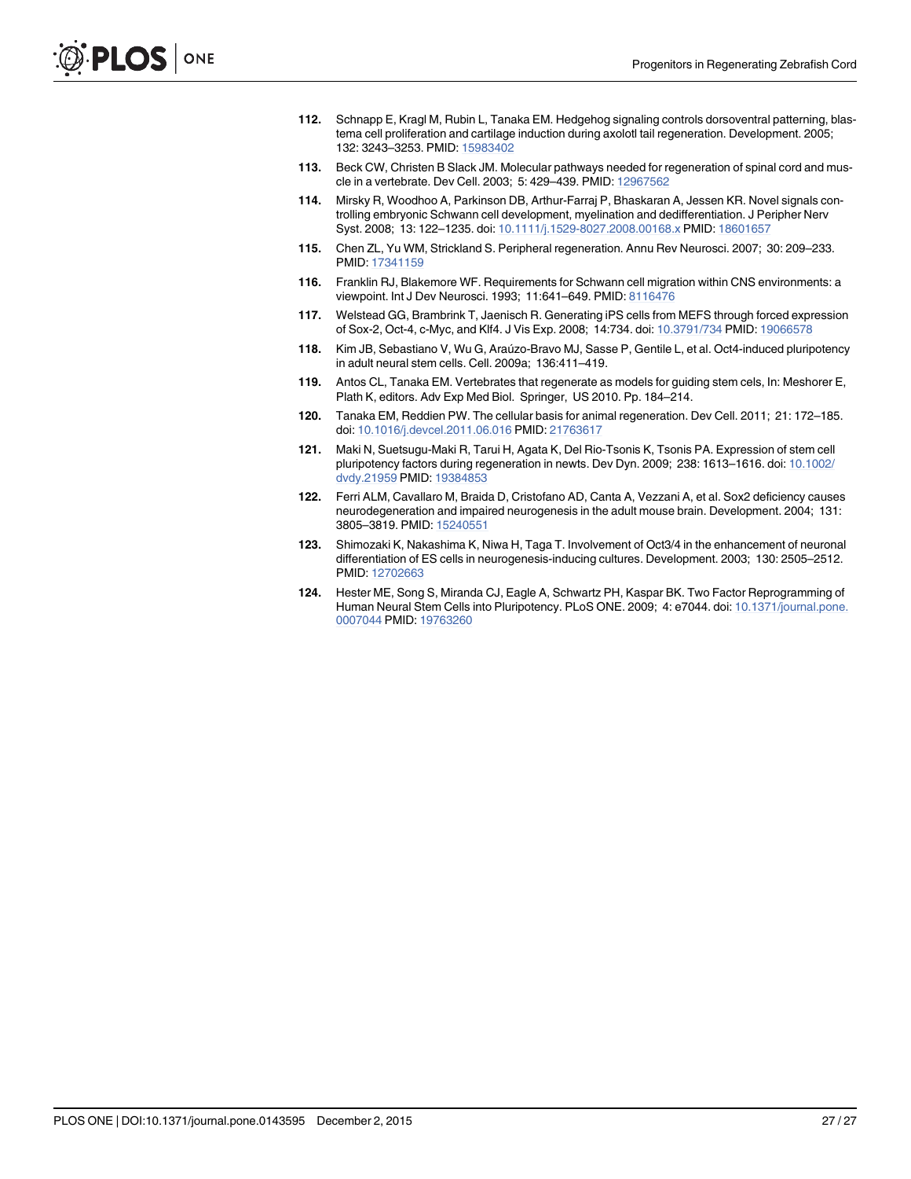112. Schnapp E, Kragl M, Rubin L, Tanaka EM. Hedgehog signaling controls dorsoventral patterning, blastema cell proliferation and cartilage induction during axolotl tail regeneration. Development. 2005; 132: 3243–3253. PMID: 15983402

113. Beck CW, Christen B Slack JM. Molecular pathways needed for regeneration of spinal cord and muscle in a vertebrate. Dev Cell. 2003; 5: 429–439. PMID: 12967562

114. Mirsky R, Woodhoo A, Parkinson DB, Arthur-Farraj P, Bhaskaran A, Jessen KR. Novel signals controlling embryonic Schwann cell development, myelination and dedifferentiation. J Peripher Nerv Syst. 2008; 13: 122–1235. doi: 10.1111/j.1529-8027.2008.00168.x PMID: 18601657

115. Chen ZL, Yu WM, Strickland S. Peripheral regeneration. Annu Rev Neurosci. 2007; 30: 209–233. PMID: 17341159

116. Franklin RJ, Blakemore WF. Requirements for Schwann cell migration within CNS environments: a viewpoint. Int J Dev Neurosci. 1993; 11:641–649. PMID: 8116476

117. Welstead GG, Brambrink T, Jaenisch R. Generating iPS cells from MEFS through forced expression of Sox-2, Oct-4, c-Myc, and Klf4. J Vis Exp. 2008; 14:734. doi: 10.3791/734 PMID: 19066578

118. Kim JB, Sebastiano V, Wu G, Araúzo-Bravo MJ, Sasse P, Gentile L, et al. Oct4-induced pluripotency in adult neural stem cells. Cell. 2009a; 136:411–419.

119. Antos CL, Tanaka EM. Vertebrates that regenerate as models for guiding stem cels, In: Meshorer E, Plath K, editors. Adv Exp Med Biol. Springer, US 2010. Pp. 184–214.

120. Tanaka EM, Reddien PW. The cellular basis for animal regeneration. Dev Cell. 2011; 21: 172–185. doi: 10.1016/j.devcel.2011.06.016 PMID: 21763617

121. Maki N, Suetsugu-Maki R, Tarui H, Agata K, Del Rio-Tsonis K, Tsonis PA. Expression of stem cell pluripotency factors during regeneration in newts. Dev Dyn. 2009; 238: 1613–1616. doi: 10.1002/dvdy.21959 PMID: 19384853

122. Ferri ALM, Cavallaro M, Braida D, Cristofano AD, Canta A, Vezzani A, et al. Sox2 deficiency causes neurodegeneration and impaired neurogenesis in the adult mouse brain. Development. 2004; 131: 3805–3819. PMID: 15240551

123. Shimozaki K, Nakashima K, Niwa H, Taga T. Involvement of Oct3/4 in the enhancement of neuronal differentiation of ES cells in neurogenesis-inducing cultures. Development. 2003; 130: 2505–2512. PMID: 12702663

124. Hester ME, Song S, Miranda CJ, Eagle A, Schwartz PH, Kaspar BK. Two Factor Reprogramming of Human Neural Stem Cells into Pluripotency. PLoS ONE. 2009; 4: e7044. doi: 10.1371/journal.pone.0007044 PMID: 19763260